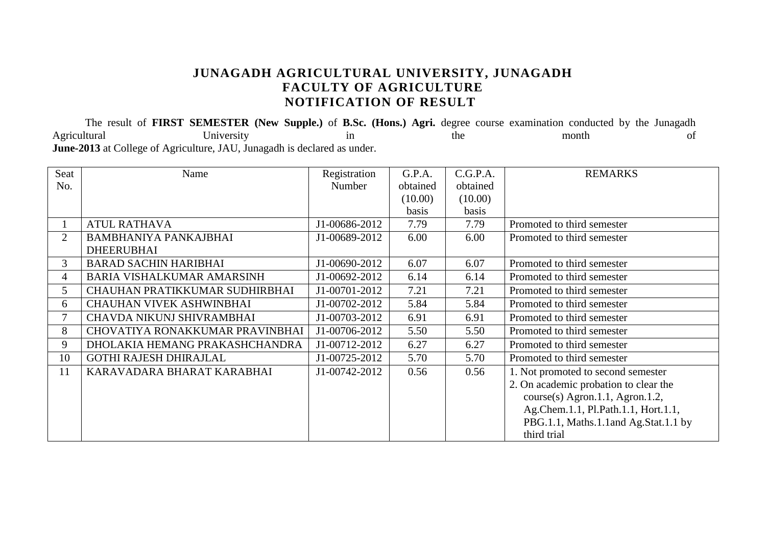# JUNAGADH AGRICULTURAL UNIVERSITY, JUNAGADH
## FACULTY OF AGRICULTURE
## NOTIFICATION OF RESULT

The result of **FIRST SEMESTER (New Supple.)** of **B.Sc. (Hons.) Agri.** degree course examination conducted by the Junagadh Agricultural University in the month of **June-2013** at College of Agriculture, JAU, Junagadh is declared as under.

| Seat No. | Name | Registration Number | G.P.A. obtained (10.00) basis | C.G.P.A. obtained (10.00) basis | REMARKS |
|---|---|---|---|---|---|
| 1 | ATUL RATHAVA | J1-00686-2012 | 7.79 | 7.79 | Promoted to third semester |
| 2 | BAMBHANIYA PANKAJBHAI DHEERUBHAI | J1-00689-2012 | 6.00 | 6.00 | Promoted to third semester |
| 3 | BARAD SACHIN HARIBHAI | J1-00690-2012 | 6.07 | 6.07 | Promoted to third semester |
| 4 | BARIA VISHALKUMAR AMARSINH | J1-00692-2012 | 6.14 | 6.14 | Promoted to third semester |
| 5 | CHAUHAN PRATIKKUMAR SUDHIRBHAI | J1-00701-2012 | 7.21 | 7.21 | Promoted to third semester |
| 6 | CHAUHAN VIVEK ASHWINBHAI | J1-00702-2012 | 5.84 | 5.84 | Promoted to third semester |
| 7 | CHAVDA NIKUNJ SHIVRAMBHAI | J1-00703-2012 | 6.91 | 6.91 | Promoted to third semester |
| 8 | CHOVATIYA RONAKKUMAR PRAVINBHAI | J1-00706-2012 | 5.50 | 5.50 | Promoted to third semester |
| 9 | DHOLAKIA HEMANG PRAKASHCHANDRA | J1-00712-2012 | 6.27 | 6.27 | Promoted to third semester |
| 10 | GOTHI RAJESH DHIRAJLAL | J1-00725-2012 | 5.70 | 5.70 | Promoted to third semester |
| 11 | KARAVADARA BHARAT KARABHAI | J1-00742-2012 | 0.56 | 0.56 | 1. Not promoted to second semester 2. On academic probation to clear the course(s) Agron.1.1, Agron.1.2, Ag.Chem.1.1, Pl.Path.1.1, Hort.1.1, PBG.1.1, Maths.1.1and Ag.Stat.1.1 by third trial |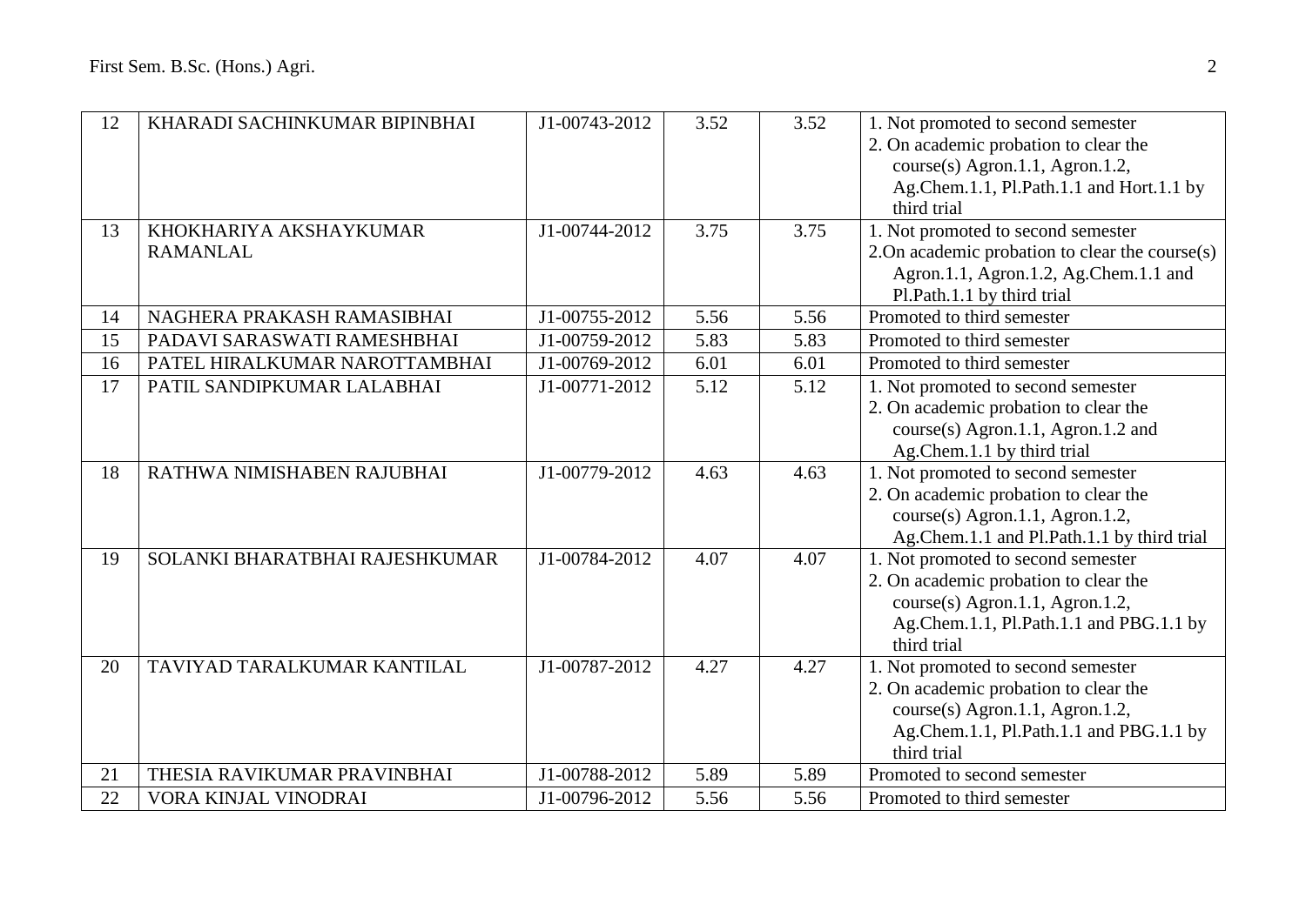| 12 | KHARADI SACHINKUMAR BIPINBHAI | J1-00743-2012 | 3.52 | 3.52 | 1. Not promoted to second semester<br>2. On academic probation to clear the course(s) Agron.1.1, Agron.1.2, Ag.Chem.1.1, Pl.Path.1.1 and Hort.1.1 by third trial |
|---|---|---|---|---|---|
| 13 | KHOKHARIYA AKSHAYKUMAR RAMANLAL | J1-00744-2012 | 3.75 | 3.75 | 1. Not promoted to second semester<br>2.On academic probation to clear the course(s) Agron.1.1, Agron.1.2, Ag.Chem.1.1 and Pl.Path.1.1 by third trial |
| 14 | NAGHERA PRAKASH RAMASIBHAI | J1-00755-2012 | 5.56 | 5.56 | Promoted to third semester |
| 15 | PADAVI SARASWATI RAMESHBHAI | J1-00759-2012 | 5.83 | 5.83 | Promoted to third semester |
| 16 | PATEL HIRALKUMAR NAROTTAMBHAI | J1-00769-2012 | 6.01 | 6.01 | Promoted to third semester |
| 17 | PATIL SANDIPKUMAR LALABHAI | J1-00771-2012 | 5.12 | 5.12 | 1. Not promoted to second semester<br>2. On academic probation to clear the course(s) Agron.1.1, Agron.1.2 and Ag.Chem.1.1 by third trial |
| 18 | RATHWA NIMISHABEN RAJUBHAI | J1-00779-2012 | 4.63 | 4.63 | 1. Not promoted to second semester<br>2. On academic probation to clear the course(s) Agron.1.1, Agron.1.2, Ag.Chem.1.1 and Pl.Path.1.1 by third trial |
| 19 | SOLANKI BHARATBHAI RAJESHKUMAR | J1-00784-2012 | 4.07 | 4.07 | 1. Not promoted to second semester<br>2. On academic probation to clear the course(s) Agron.1.1, Agron.1.2, Ag.Chem.1.1, Pl.Path.1.1 and PBG.1.1 by third trial |
| 20 | TAVIYAD TARALKUMAR KANTILAL | J1-00787-2012 | 4.27 | 4.27 | 1. Not promoted to second semester<br>2. On academic probation to clear the course(s) Agron.1.1, Agron.1.2, Ag.Chem.1.1, Pl.Path.1.1 and PBG.1.1 by third trial |
| 21 | THESIA RAVIKUMAR PRAVINBHAI | J1-00788-2012 | 5.89 | 5.89 | Promoted to second semester |
| 22 | VORA KINJAL VINODRAI | J1-00796-2012 | 5.56 | 5.56 | Promoted to third semester |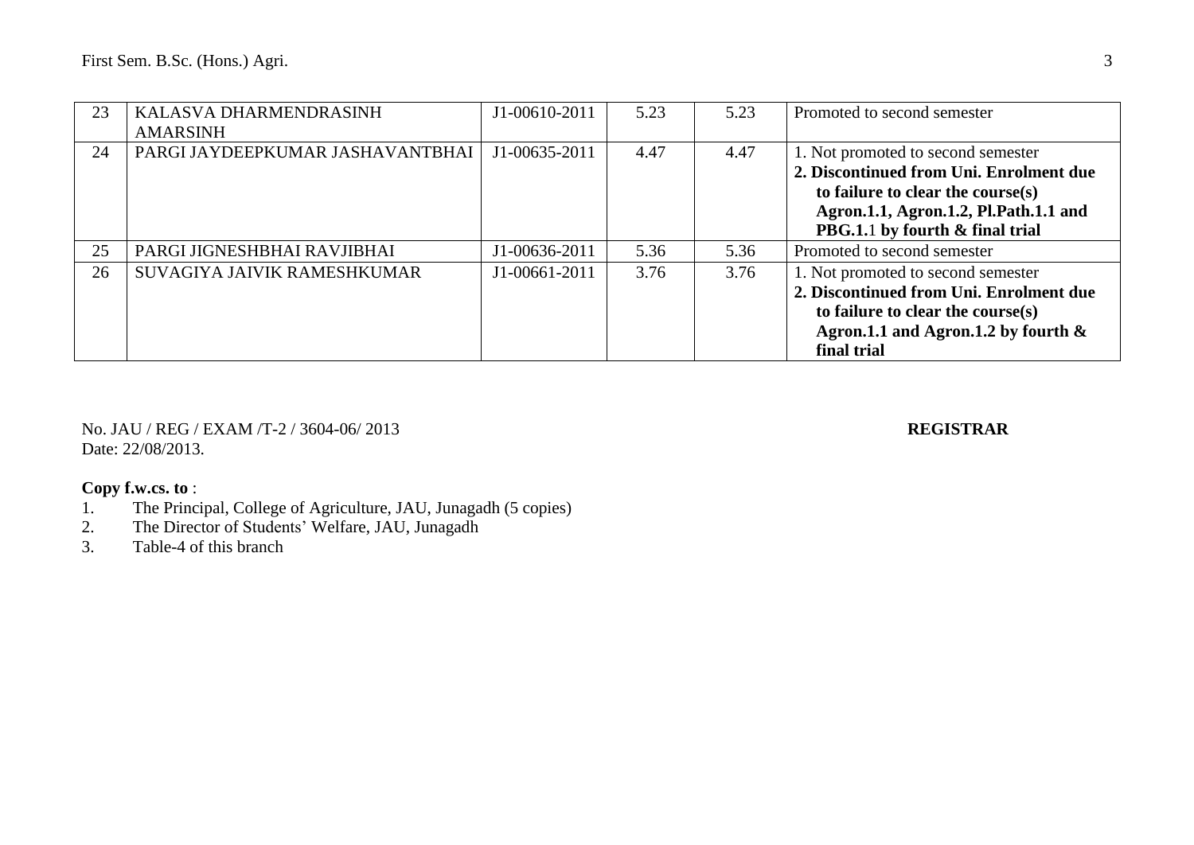| 23 | KALASVA DHARMENDRASINH AMARSINH | J1-00610-2011 | 5.23 | 5.23 | Promoted to second semester |
|---|---|---|---|---|---|
| 24 | PARGI JAYDEEPKUMAR JASHAVANTBHAI | J1-00635-2011 | 4.47 | 4.47 | 1. Not promoted to second semester **2. Discontinued from Uni. Enrolment due to failure to clear the course(s) Agron.1.1, Agron.1.2, Pl.Path.1.1 and PBG.1.**1 **by fourth & final trial** |
| 25 | PARGI JIGNESHBHAI RAVJIBHAI | J1-00636-2011 | 5.36 | 5.36 | Promoted to second semester |
| 26 | SUVAGIYA JAIVIK RAMESHKUMAR | J1-00661-2011 | 3.76 | 3.76 | 1. Not promoted to second semester **2. Discontinued from Uni. Enrolment due to failure to clear the course(s) Agron.1.1 and Agron.1.2 by fourth & final trial** |

No. JAU / REG / EXAM /T-2 / 3604-06/ 2013

Date: 22/08/2013.

**REGISTRAR**

**Copy f.w.cs. to** :

1. The Principal, College of Agriculture, JAU, Junagadh (5 copies)
2. The Director of Students' Welfare, JAU, Junagadh
3. Table-4 of this branch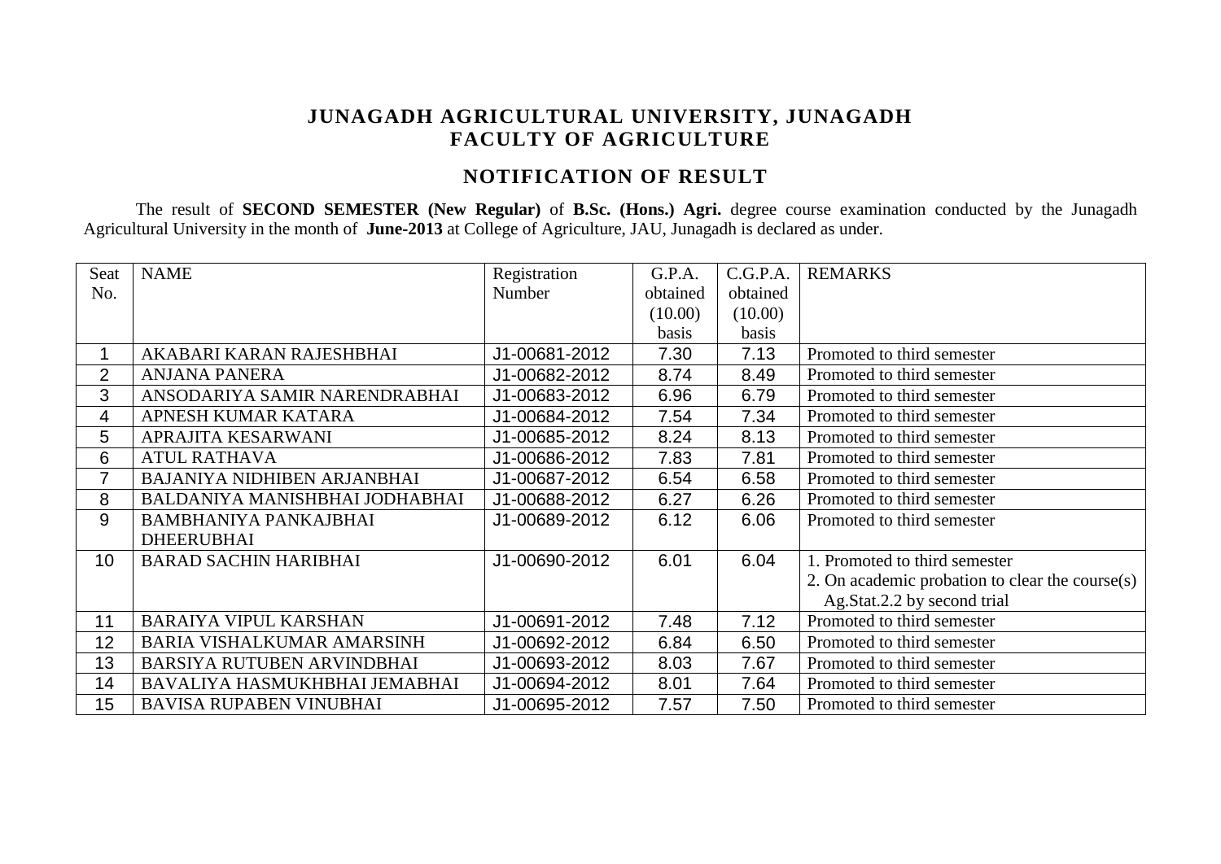# JUNAGADH AGRICULTURAL UNIVERSITY, JUNAGADH
# FACULTY OF AGRICULTURE

## NOTIFICATION OF RESULT

The result of **SECOND SEMESTER (New Regular)** of **B.Sc. (Hons.) Agri.** degree course examination conducted by the Junagadh Agricultural University in the month of **June-2013** at College of Agriculture, JAU, Junagadh is declared as under.

| Seat No. | NAME | Registration Number | G.P.A. obtained (10.00) basis | C.G.P.A. obtained (10.00) basis | REMARKS |
|---|---|---|---|---|---|
| 1 | AKABARI KARAN RAJESHBHAI | J1-00681-2012 | 7.30 | 7.13 | Promoted to third semester |
| 2 | ANJANA PANERA | J1-00682-2012 | 8.74 | 8.49 | Promoted to third semester |
| 3 | ANSODARIYA SAMIR NARENDRABHAI | J1-00683-2012 | 6.96 | 6.79 | Promoted to third semester |
| 4 | APNESH KUMAR KATARA | J1-00684-2012 | 7.54 | 7.34 | Promoted to third semester |
| 5 | APRAJITA KESARWANI | J1-00685-2012 | 8.24 | 8.13 | Promoted to third semester |
| 6 | ATUL RATHAVA | J1-00686-2012 | 7.83 | 7.81 | Promoted to third semester |
| 7 | BAJANIYA NIDHIBEN ARJANBHAI | J1-00687-2012 | 6.54 | 6.58 | Promoted to third semester |
| 8 | BALDANIYA MANISHBHAI JODHABHAI | J1-00688-2012 | 6.27 | 6.26 | Promoted to third semester |
| 9 | BAMBHANIYA PANKAJBHAI DHEERUBHAI | J1-00689-2012 | 6.12 | 6.06 | Promoted to third semester |
| 10 | BARAD SACHIN HARIBHAI | J1-00690-2012 | 6.01 | 6.04 | 1. Promoted to third semester 2. On academic probation to clear the course(s) Ag.Stat.2.2 by second trial |
| 11 | BARAIYA VIPUL KARSHAN | J1-00691-2012 | 7.48 | 7.12 | Promoted to third semester |
| 12 | BARIA VISHALKUMAR AMARSINH | J1-00692-2012 | 6.84 | 6.50 | Promoted to third semester |
| 13 | BARSIYA RUTUBEN ARVINDBHAI | J1-00693-2012 | 8.03 | 7.67 | Promoted to third semester |
| 14 | BAVALIYA HASMUKHBHAI JEMABHAI | J1-00694-2012 | 8.01 | 7.64 | Promoted to third semester |
| 15 | BAVISA RUPABEN VINUBHAI | J1-00695-2012 | 7.57 | 7.50 | Promoted to third semester |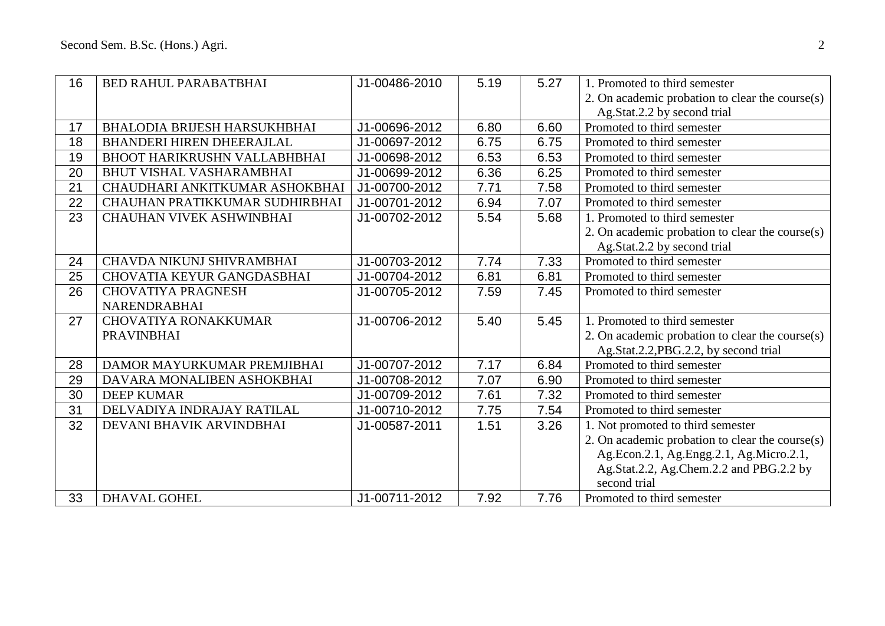| 16 | BED RAHUL PARABATBHAI | J1-00486-2010 | 5.19 | 5.27 | 1. Promoted to third semester<br>2. On academic probation to clear the course(s) Ag.Stat.2.2 by second trial |
|---|---|---|---|---|---|
| 17 | BHALODIA BRIJESH HARSUKHBHAI | J1-00696-2012 | 6.80 | 6.60 | Promoted to third semester |
| 18 | BHANDERI HIREN DHEERAJLAL | J1-00697-2012 | 6.75 | 6.75 | Promoted to third semester |
| 19 | BHOOT HARIKRUSHN VALLABHBHAI | J1-00698-2012 | 6.53 | 6.53 | Promoted to third semester |
| 20 | BHUT VISHAL VASHARAMBHAI | J1-00699-2012 | 6.36 | 6.25 | Promoted to third semester |
| 21 | CHAUDHARI ANKITKUMAR ASHOKBHAI | J1-00700-2012 | 7.71 | 7.58 | Promoted to third semester |
| 22 | CHAUHAN PRATIKKUMAR SUDHIRBHAI | J1-00701-2012 | 6.94 | 7.07 | Promoted to third semester |
| 23 | CHAUHAN VIVEK ASHWINBHAI | J1-00702-2012 | 5.54 | 5.68 | 1. Promoted to third semester<br>2. On academic probation to clear the course(s) Ag.Stat.2.2 by second trial |
| 24 | CHAVDA NIKUNJ SHIVRAMBHAI | J1-00703-2012 | 7.74 | 7.33 | Promoted to third semester |
| 25 | CHOVATIA KEYUR GANGDASBHAI | J1-00704-2012 | 6.81 | 6.81 | Promoted to third semester |
| 26 | CHOVATIYA PRAGNESH NARENDRABHAI | J1-00705-2012 | 7.59 | 7.45 | Promoted to third semester |
| 27 | CHOVATIYA RONAKKUMAR PRAVINBHAI | J1-00706-2012 | 5.40 | 5.45 | 1. Promoted to third semester<br>2. On academic probation to clear the course(s) Ag.Stat.2.2,PBG.2.2, by second trial |
| 28 | DAMOR MAYURKUMAR PREMJIBHAI | J1-00707-2012 | 7.17 | 6.84 | Promoted to third semester |
| 29 | DAVARA MONALIBEN ASHOKBHAI | J1-00708-2012 | 7.07 | 6.90 | Promoted to third semester |
| 30 | DEEP KUMAR | J1-00709-2012 | 7.61 | 7.32 | Promoted to third semester |
| 31 | DELVADIYA INDRAJAY RATILAL | J1-00710-2012 | 7.75 | 7.54 | Promoted to third semester |
| 32 | DEVANI BHAVIK ARVINDBHAI | J1-00587-2011 | 1.51 | 3.26 | 1. Not promoted to third semester<br>2. On academic probation to clear the course(s) Ag.Econ.2.1, Ag.Engg.2.1, Ag.Micro.2.1, Ag.Stat.2.2, Ag.Chem.2.2 and PBG.2.2 by second trial |
| 33 | DHAVAL GOHEL | J1-00711-2012 | 7.92 | 7.76 | Promoted to third semester |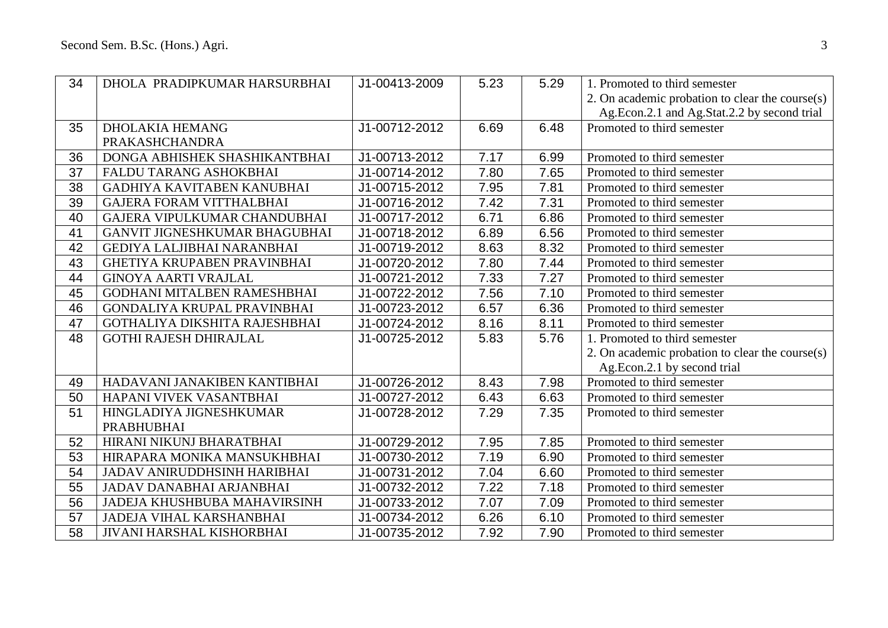| 34 | DHOLA PRADIPKUMAR HARSURBHAI | J1-00413-2009 | 5.23 | 5.29 | 1. Promoted to third semester<br>2. On academic probation to clear the course(s) Ag.Econ.2.1 and Ag.Stat.2.2 by second trial |
|---|---|---|---|---|---|
| 35 | DHOLAKIA HEMANG PRAKASHCHANDRA | J1-00712-2012 | 6.69 | 6.48 | Promoted to third semester |
| 36 | DONGA ABHISHEK SHASHIKANTBHAI | J1-00713-2012 | 7.17 | 6.99 | Promoted to third semester |
| 37 | FALDU TARANG ASHOKBHAI | J1-00714-2012 | 7.80 | 7.65 | Promoted to third semester |
| 38 | GADHIYA KAVITABEN KANUBHAI | J1-00715-2012 | 7.95 | 7.81 | Promoted to third semester |
| 39 | GAJERA FORAM VITTHALBHAI | J1-00716-2012 | 7.42 | 7.31 | Promoted to third semester |
| 40 | GAJERA VIPULKUMAR CHANDUBHAI | J1-00717-2012 | 6.71 | 6.86 | Promoted to third semester |
| 41 | GANVIT JIGNESHKUMAR BHAGUBHAI | J1-00718-2012 | 6.89 | 6.56 | Promoted to third semester |
| 42 | GEDIYA LALJIBHAI NARANBHAI | J1-00719-2012 | 8.63 | 8.32 | Promoted to third semester |
| 43 | GHETIYA KRUPABEN PRAVINBHAI | J1-00720-2012 | 7.80 | 7.44 | Promoted to third semester |
| 44 | GINOYA AARTI VRAJLAL | J1-00721-2012 | 7.33 | 7.27 | Promoted to third semester |
| 45 | GODHANI MITALBEN RAMESHBHAI | J1-00722-2012 | 7.56 | 7.10 | Promoted to third semester |
| 46 | GONDALIYA KRUPAL PRAVINBHAI | J1-00723-2012 | 6.57 | 6.36 | Promoted to third semester |
| 47 | GOTHALIYA DIKSHITA RAJESHBHAI | J1-00724-2012 | 8.16 | 8.11 | Promoted to third semester |
| 48 | GOTHI RAJESH DHIRAJLAL | J1-00725-2012 | 5.83 | 5.76 | 1. Promoted to third semester<br>2. On academic probation to clear the course(s) Ag.Econ.2.1 by second trial |
| 49 | HADAVANI JANAKIBEN KANTIBHAI | J1-00726-2012 | 8.43 | 7.98 | Promoted to third semester |
| 50 | HAPANI VIVEK VASANTBHAI | J1-00727-2012 | 6.43 | 6.63 | Promoted to third semester |
| 51 | HINGLADIYA JIGNESHKUMAR PRABHUBHAI | J1-00728-2012 | 7.29 | 7.35 | Promoted to third semester |
| 52 | HIRANI NIKUNJ BHARATBHAI | J1-00729-2012 | 7.95 | 7.85 | Promoted to third semester |
| 53 | HIRAPARA MONIKA MANSUKHBHAI | J1-00730-2012 | 7.19 | 6.90 | Promoted to third semester |
| 54 | JADAV ANIRUDDHSINH HARIBHAI | J1-00731-2012 | 7.04 | 6.60 | Promoted to third semester |
| 55 | JADAV DANABHAI ARJANBHAI | J1-00732-2012 | 7.22 | 7.18 | Promoted to third semester |
| 56 | JADEJA KHUSHBUBA MAHAVIRSINH | J1-00733-2012 | 7.07 | 7.09 | Promoted to third semester |
| 57 | JADEJA VIHAL KARSHANBHAI | J1-00734-2012 | 6.26 | 6.10 | Promoted to third semester |
| 58 | JIVANI HARSHAL KISHORBHAI | J1-00735-2012 | 7.92 | 7.90 | Promoted to third semester |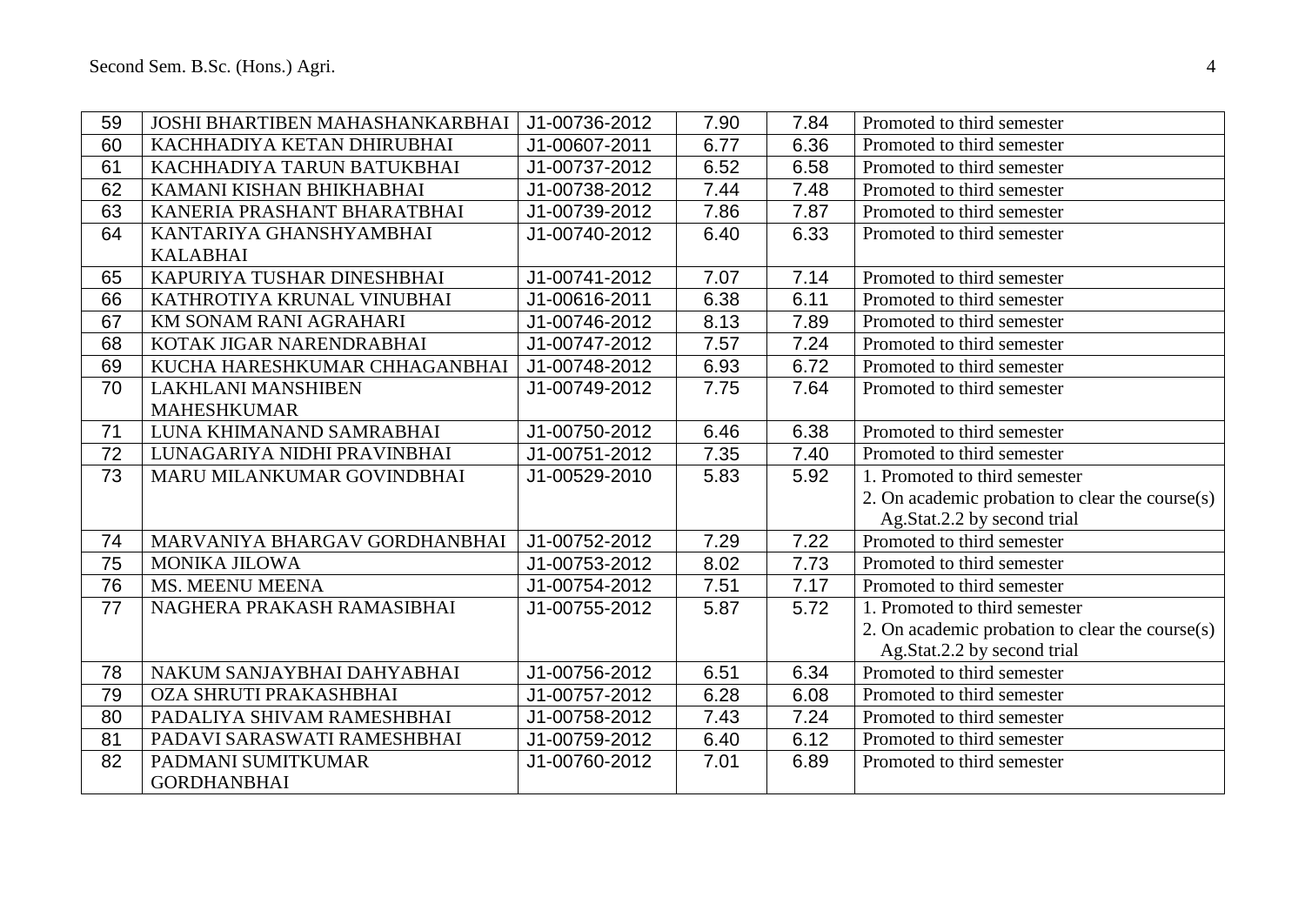| 59 | JOSHI BHARTIBEN MAHASHANKARBHAI | J1-00736-2012 | 7.90 | 7.84 | Promoted to third semester |
|---|---|---|---|---|---|
| 60 | KACHHADIYA KETAN DHIRUBHAI | J1-00607-2011 | 6.77 | 6.36 | Promoted to third semester |
| 61 | KACHHADIYA TARUN BATUKBHAI | J1-00737-2012 | 6.52 | 6.58 | Promoted to third semester |
| 62 | KAMANI KISHAN BHIKHABHAI | J1-00738-2012 | 7.44 | 7.48 | Promoted to third semester |
| 63 | KANERIA PRASHANT BHARATBHAI | J1-00739-2012 | 7.86 | 7.87 | Promoted to third semester |
| 64 | KANTARIYA GHANSHYAMBHAI KALABHAI | J1-00740-2012 | 6.40 | 6.33 | Promoted to third semester |
| 65 | KAPURIYA TUSHAR DINESHBHAI | J1-00741-2012 | 7.07 | 7.14 | Promoted to third semester |
| 66 | KATHROTIYA KRUNAL VINUBHAI | J1-00616-2011 | 6.38 | 6.11 | Promoted to third semester |
| 67 | KM SONAM RANI AGRAHARI | J1-00746-2012 | 8.13 | 7.89 | Promoted to third semester |
| 68 | KOTAK JIGAR NARENDRABHAI | J1-00747-2012 | 7.57 | 7.24 | Promoted to third semester |
| 69 | KUCHA HARESHKUMAR CHHAGANBHAI | J1-00748-2012 | 6.93 | 6.72 | Promoted to third semester |
| 70 | LAKHLANI MANSHIBEN MAHESHKUMAR | J1-00749-2012 | 7.75 | 7.64 | Promoted to third semester |
| 71 | LUNA KHIMANAND SAMRABHAI | J1-00750-2012 | 6.46 | 6.38 | Promoted to third semester |
| 72 | LUNAGARIYA NIDHI PRAVINBHAI | J1-00751-2012 | 7.35 | 7.40 | Promoted to third semester |
| 73 | MARU MILANKUMAR GOVINDBHAI | J1-00529-2010 | 5.83 | 5.92 | 1. Promoted to third semester<br>2. On academic probation to clear the course(s) Ag.Stat.2.2 by second trial |
| 74 | MARVANIYA BHARGAV GORDHANBHAI | J1-00752-2012 | 7.29 | 7.22 | Promoted to third semester |
| 75 | MONIKA JILOWA | J1-00753-2012 | 8.02 | 7.73 | Promoted to third semester |
| 76 | MS. MEENU MEENA | J1-00754-2012 | 7.51 | 7.17 | Promoted to third semester |
| 77 | NAGHERA PRAKASH RAMASIBHAI | J1-00755-2012 | 5.87 | 5.72 | 1. Promoted to third semester<br>2. On academic probation to clear the course(s) Ag.Stat.2.2 by second trial |
| 78 | NAKUM SANJAYBHAI DAHYABHAI | J1-00756-2012 | 6.51 | 6.34 | Promoted to third semester |
| 79 | OZA SHRUTI PRAKASHBHAI | J1-00757-2012 | 6.28 | 6.08 | Promoted to third semester |
| 80 | PADALIYA SHIVAM RAMESHBHAI | J1-00758-2012 | 7.43 | 7.24 | Promoted to third semester |
| 81 | PADAVI SARASWATI RAMESHBHAI | J1-00759-2012 | 6.40 | 6.12 | Promoted to third semester |
| 82 | PADMANI SUMITKUMAR GORDHANBHAI | J1-00760-2012 | 7.01 | 6.89 | Promoted to third semester |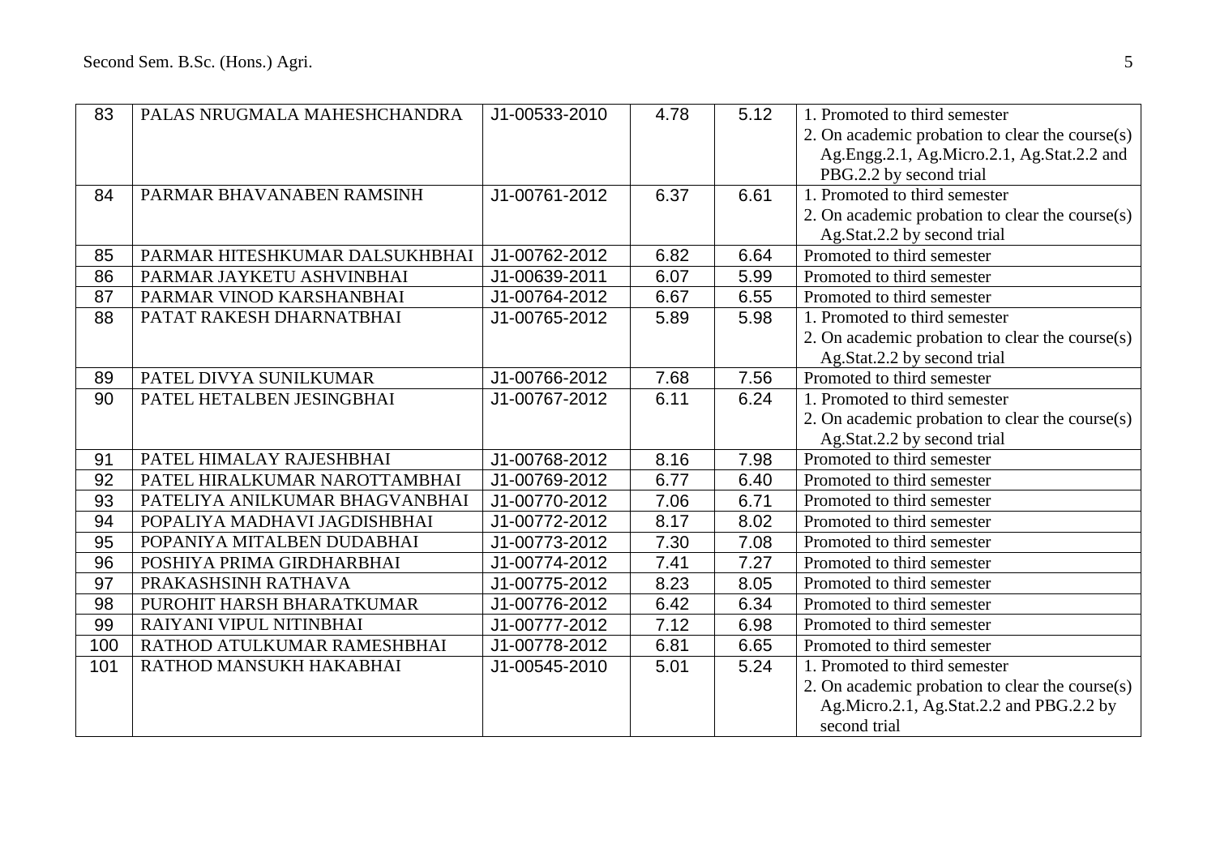| 83 | PALAS NRUGMALA MAHESHCHANDRA | J1-00533-2010 | 4.78 | 5.12 | 1. Promoted to third semester<br>2. On academic probation to clear the course(s) Ag.Engg.2.1, Ag.Micro.2.1, Ag.Stat.2.2 and PBG.2.2 by second trial |
|---|---|---|---|---|---|
| 84 | PARMAR BHAVANABEN RAMSINH | J1-00761-2012 | 6.37 | 6.61 | 1. Promoted to third semester<br>2. On academic probation to clear the course(s) Ag.Stat.2.2 by second trial |
| 85 | PARMAR HITESHKUMAR DALSUKHBHAI | J1-00762-2012 | 6.82 | 6.64 | Promoted to third semester |
| 86 | PARMAR JAYKETU ASHVINBHAI | J1-00639-2011 | 6.07 | 5.99 | Promoted to third semester |
| 87 | PARMAR VINOD KARSHANBHAI | J1-00764-2012 | 6.67 | 6.55 | Promoted to third semester |
| 88 | PATAT RAKESH DHARNATBHAI | J1-00765-2012 | 5.89 | 5.98 | 1. Promoted to third semester<br>2. On academic probation to clear the course(s) Ag.Stat.2.2 by second trial |
| 89 | PATEL DIVYA SUNILKUMAR | J1-00766-2012 | 7.68 | 7.56 | Promoted to third semester |
| 90 | PATEL HETALBEN JESINGBHAI | J1-00767-2012 | 6.11 | 6.24 | 1. Promoted to third semester<br>2. On academic probation to clear the course(s) Ag.Stat.2.2 by second trial |
| 91 | PATEL HIMALAY RAJESHBHAI | J1-00768-2012 | 8.16 | 7.98 | Promoted to third semester |
| 92 | PATEL HIRALKUMAR NAROTTAMBHAI | J1-00769-2012 | 6.77 | 6.40 | Promoted to third semester |
| 93 | PATELIYA ANILKUMAR BHAGVANBHAI | J1-00770-2012 | 7.06 | 6.71 | Promoted to third semester |
| 94 | POPALIYA MADHAVI JAGDISHBHAI | J1-00772-2012 | 8.17 | 8.02 | Promoted to third semester |
| 95 | POPANIYA MITALBEN DUDABHAI | J1-00773-2012 | 7.30 | 7.08 | Promoted to third semester |
| 96 | POSHIYA PRIMA GIRDHARBHAI | J1-00774-2012 | 7.41 | 7.27 | Promoted to third semester |
| 97 | PRAKASHSINH RATHAVA | J1-00775-2012 | 8.23 | 8.05 | Promoted to third semester |
| 98 | PUROHIT HARSH BHARATKUMAR | J1-00776-2012 | 6.42 | 6.34 | Promoted to third semester |
| 99 | RAIYANI VIPUL NITINBHAI | J1-00777-2012 | 7.12 | 6.98 | Promoted to third semester |
| 100 | RATHOD ATULKUMAR RAMESHBHAI | J1-00778-2012 | 6.81 | 6.65 | Promoted to third semester |
| 101 | RATHOD MANSUKH HAKABHAI | J1-00545-2010 | 5.01 | 5.24 | 1. Promoted to third semester<br>2. On academic probation to clear the course(s) Ag.Micro.2.1, Ag.Stat.2.2 and PBG.2.2 by second trial |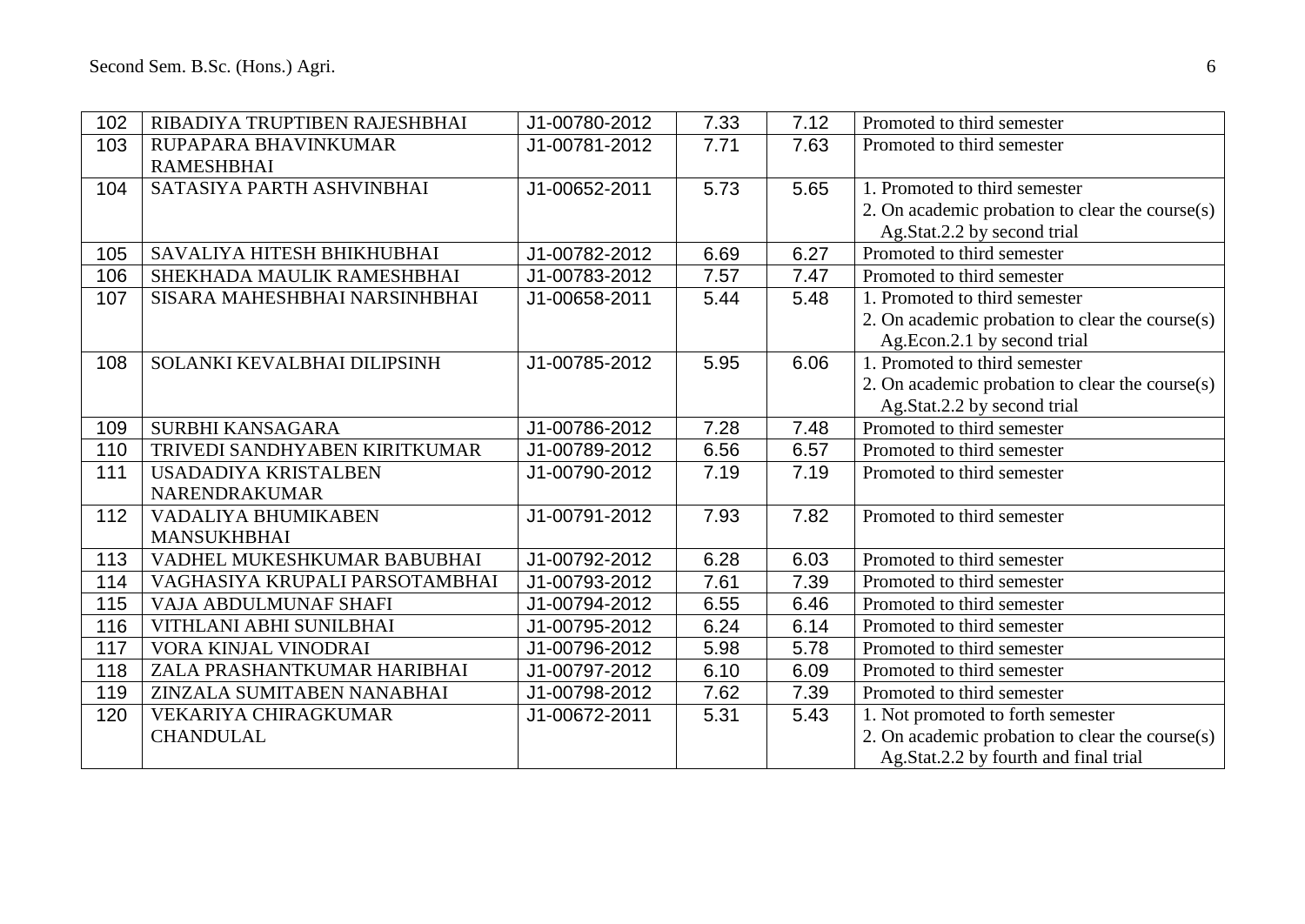| 102 | RIBADIYA TRUPTIBEN RAJESHBHAI | J1-00780-2012 | 7.33 | 7.12 | Promoted to third semester |
|---|---|---|---|---|---|
| 103 | RUPAPARA BHAVINKUMAR RAMESHBHAI | J1-00781-2012 | 7.71 | 7.63 | Promoted to third semester |
| 104 | SATASIYA PARTH ASHVINBHAI | J1-00652-2011 | 5.73 | 5.65 | 1. Promoted to third semester<br>2. On academic probation to clear the course(s) Ag.Stat.2.2 by second trial |
| 105 | SAVALIYA HITESH BHIKHUBHAI | J1-00782-2012 | 6.69 | 6.27 | Promoted to third semester |
| 106 | SHEKHADA MAULIK RAMESHBHAI | J1-00783-2012 | 7.57 | 7.47 | Promoted to third semester |
| 107 | SISARA MAHESHBHAI NARSINHBHAI | J1-00658-2011 | 5.44 | 5.48 | 1. Promoted to third semester<br>2. On academic probation to clear the course(s) Ag.Econ.2.1 by second trial |
| 108 | SOLANKI KEVALBHAI DILIPSINH | J1-00785-2012 | 5.95 | 6.06 | 1. Promoted to third semester<br>2. On academic probation to clear the course(s) Ag.Stat.2.2 by second trial |
| 109 | SURBHI KANSAGARA | J1-00786-2012 | 7.28 | 7.48 | Promoted to third semester |
| 110 | TRIVEDI SANDHYABEN KIRITKUMAR | J1-00789-2012 | 6.56 | 6.57 | Promoted to third semester |
| 111 | USADADIYA KRISTALBEN NARENDRAKUMAR | J1-00790-2012 | 7.19 | 7.19 | Promoted to third semester |
| 112 | VADALIYA BHUMIKABEN MANSUKHBHAI | J1-00791-2012 | 7.93 | 7.82 | Promoted to third semester |
| 113 | VADHEL MUKESHKUMAR BABUBHAI | J1-00792-2012 | 6.28 | 6.03 | Promoted to third semester |
| 114 | VAGHASIYA KRUPALI PARSOTAMBHAI | J1-00793-2012 | 7.61 | 7.39 | Promoted to third semester |
| 115 | VAJA ABDULMUNAF SHAFI | J1-00794-2012 | 6.55 | 6.46 | Promoted to third semester |
| 116 | VITHLANI ABHI SUNILBHAI | J1-00795-2012 | 6.24 | 6.14 | Promoted to third semester |
| 117 | VORA KINJAL VINODRAI | J1-00796-2012 | 5.98 | 5.78 | Promoted to third semester |
| 118 | ZALA PRASHANTKUMAR HARIBHAI | J1-00797-2012 | 6.10 | 6.09 | Promoted to third semester |
| 119 | ZINZALA SUMITABEN NANABHAI | J1-00798-2012 | 7.62 | 7.39 | Promoted to third semester |
| 120 | VEKARIYA CHIRAGKUMAR CHANDULAL | J1-00672-2011 | 5.31 | 5.43 | 1. Not promoted to forth semester<br>2. On academic probation to clear the course(s) Ag.Stat.2.2 by fourth and final trial |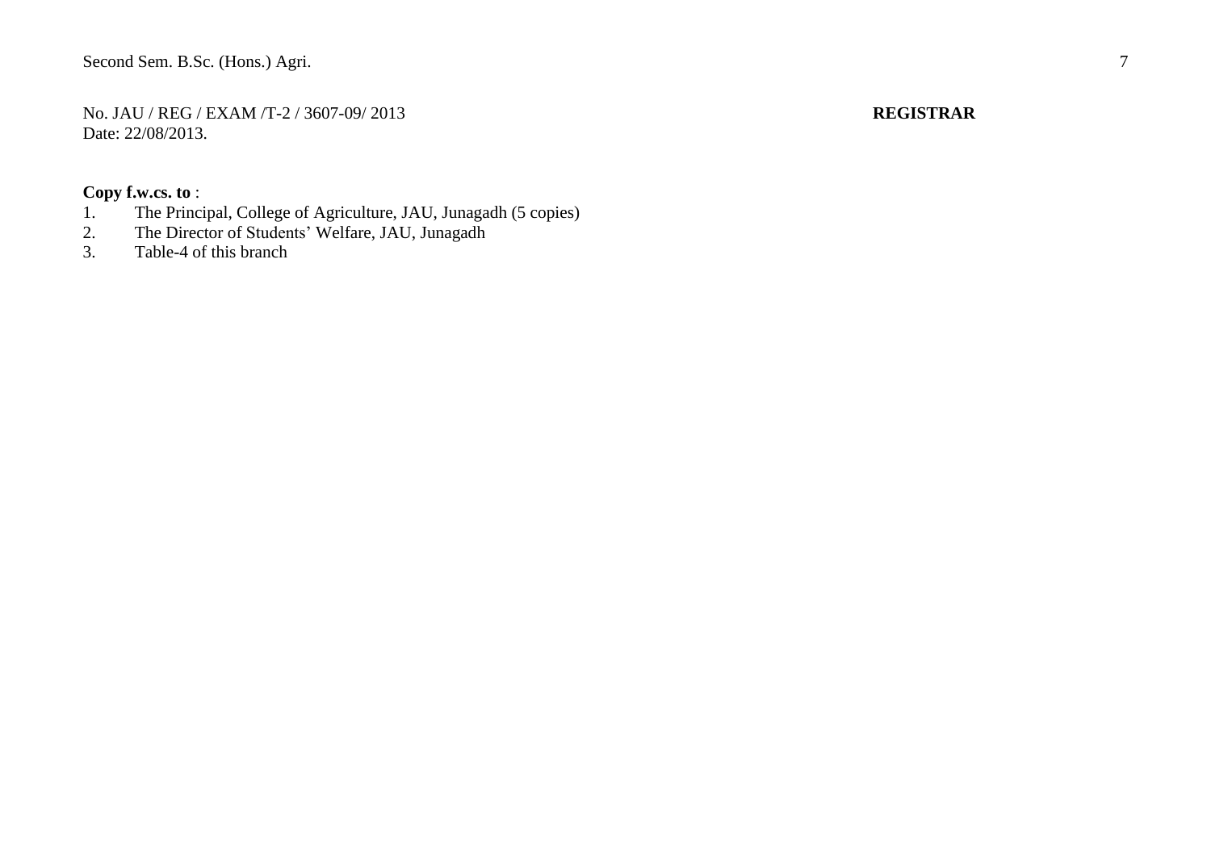No. JAU / REG / EXAM /T-2 / 3607-09/ 2013 **REGISTRAR**
Date: 22/08/2013.

**Copy f.w.cs. to** :

1. The Principal, College of Agriculture, JAU, Junagadh (5 copies)
2. The Director of Students' Welfare, JAU, Junagadh
3. Table-4 of this branch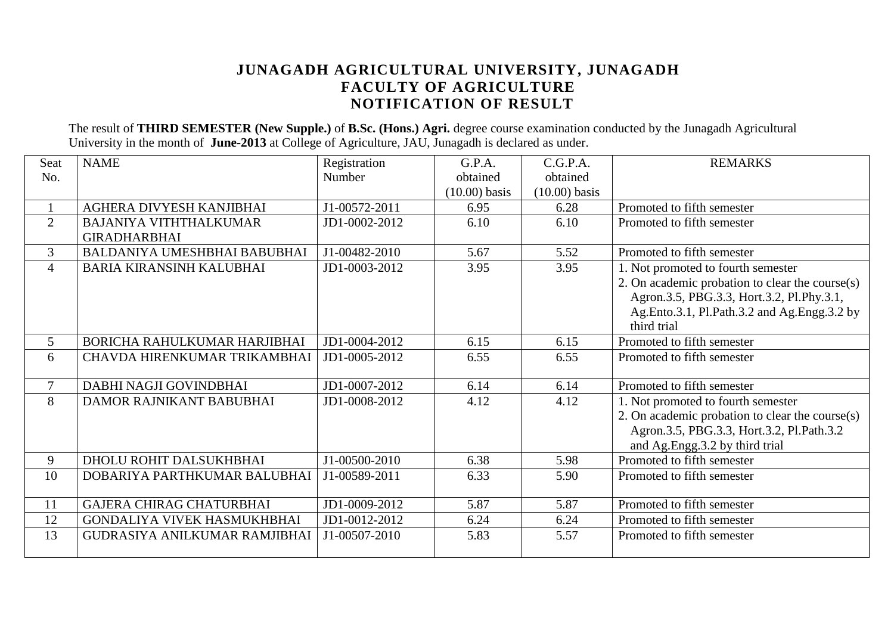# JUNAGADH AGRICULTURAL UNIVERSITY, JUNAGADH
## FACULTY OF AGRICULTURE
## NOTIFICATION OF RESULT

The result of **THIRD SEMESTER (New Supple.)** of **B.Sc. (Hons.) Agri.** degree course examination conducted by the Junagadh Agricultural University in the month of **June-2013** at College of Agriculture, JAU, Junagadh is declared as under.

| Seat No. | NAME | Registration Number | G.P.A. obtained (10.00) basis | C.G.P.A. obtained (10.00) basis | REMARKS |
|---|---|---|---|---|---|
| 1 | AGHERA DIVYESH KANJIBHAI | J1-00572-2011 | 6.95 | 6.28 | Promoted to fifth semester |
| 2 | BAJANIYA VITHTHALKUMAR GIRADHARBHAI | JD1-0002-2012 | 6.10 | 6.10 | Promoted to fifth semester |
| 3 | BALDANIYA UMESHBHAI BABUBHAI | J1-00482-2010 | 5.67 | 5.52 | Promoted to fifth semester |
| 4 | BARIA KIRANSINH KALUBHAI | JD1-0003-2012 | 3.95 | 3.95 | 1. Not promoted to fourth semester 2. On academic probation to clear the course(s) Agron.3.5, PBG.3.3, Hort.3.2, Pl.Phy.3.1, Ag.Ento.3.1, Pl.Path.3.2 and Ag.Engg.3.2 by third trial |
| 5 | BORICHA RAHULKUMAR HARJIBHAI | JD1-0004-2012 | 6.15 | 6.15 | Promoted to fifth semester |
| 6 | CHAVDA HIRENKUMAR TRIKAMBHAI | JD1-0005-2012 | 6.55 | 6.55 | Promoted to fifth semester |
| 7 | DABHI NAGJI GOVINDBHAI | JD1-0007-2012 | 6.14 | 6.14 | Promoted to fifth semester |
| 8 | DAMOR RAJNIKANT BABUBHAI | JD1-0008-2012 | 4.12 | 4.12 | 1. Not promoted to fourth semester 2. On academic probation to clear the course(s) Agron.3.5, PBG.3.3, Hort.3.2, Pl.Path.3.2 and Ag.Engg.3.2 by third trial |
| 9 | DHOLU ROHIT DALSUKHBHAI | J1-00500-2010 | 6.38 | 5.98 | Promoted to fifth semester |
| 10 | DOBARIYA PARTHKUMAR BALUBHAI | J1-00589-2011 | 6.33 | 5.90 | Promoted to fifth semester |
| 11 | GAJERA CHIRAG CHATURBHAI | JD1-0009-2012 | 5.87 | 5.87 | Promoted to fifth semester |
| 12 | GONDALIYA VIVEK HASMUKHBHAI | JD1-0012-2012 | 6.24 | 6.24 | Promoted to fifth semester |
| 13 | GUDRASIYA ANILKUMAR RAMJIBHAI | J1-00507-2010 | 5.83 | 5.57 | Promoted to fifth semester |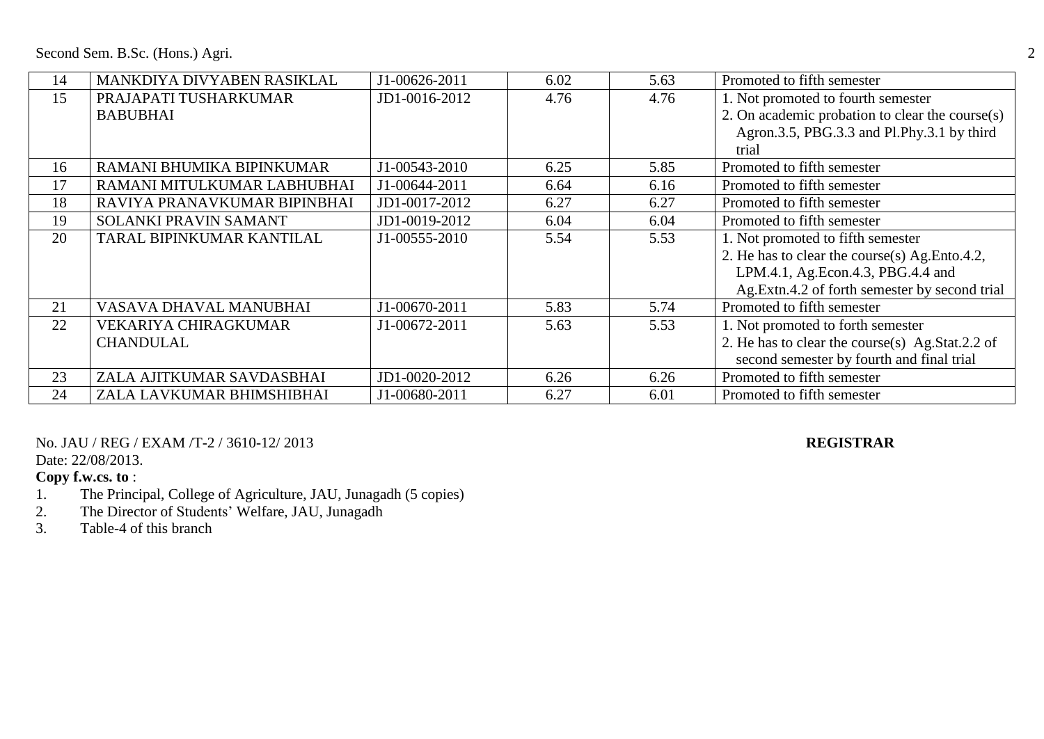| 14 | MANKDIYA DIVYABEN RASIKLAL | J1-00626-2011 | 6.02 | 5.63 | Promoted to fifth semester |
|---|---|---|---|---|---|
| 15 | PRAJAPATI TUSHARKUMAR BABUBHAI | JD1-0016-2012 | 4.76 | 4.76 | 1. Not promoted to fourth semester<br>2. On academic probation to clear the course(s) Agron.3.5, PBG.3.3 and Pl.Phy.3.1 by third trial |
| 16 | RAMANI BHUMIKA BIPINKUMAR | J1-00543-2010 | 6.25 | 5.85 | Promoted to fifth semester |
| 17 | RAMANI MITULKUMAR LABHUBHAI | J1-00644-2011 | 6.64 | 6.16 | Promoted to fifth semester |
| 18 | RAVIYA PRANAVKUMAR BIPINBHAI | JD1-0017-2012 | 6.27 | 6.27 | Promoted to fifth semester |
| 19 | SOLANKI PRAVIN SAMANT | JD1-0019-2012 | 6.04 | 6.04 | Promoted to fifth semester |
| 20 | TARAL BIPINKUMAR KANTILAL | J1-00555-2010 | 5.54 | 5.53 | 1. Not promoted to fifth semester<br>2. He has to clear the course(s) Ag.Ento.4.2, LPM.4.1, Ag.Econ.4.3, PBG.4.4 and Ag.Extn.4.2 of forth semester by second trial |
| 21 | VASAVA DHAVAL MANUBHAI | J1-00670-2011 | 5.83 | 5.74 | Promoted to fifth semester |
| 22 | VEKARIYA CHIRAGKUMAR CHANDULAL | J1-00672-2011 | 5.63 | 5.53 | 1. Not promoted to forth semester<br>2. He has to clear the course(s) Ag.Stat.2.2 of second semester by fourth and final trial |
| 23 | ZALA AJITKUMAR SAVDASBHAI | JD1-0020-2012 | 6.26 | 6.26 | Promoted to fifth semester |
| 24 | ZALA LAVKUMAR BHIMSHIBHAI | J1-00680-2011 | 6.27 | 6.01 | Promoted to fifth semester |

No. JAU / REG / EXAM /T-2 / 3610-12/ 2013

**REGISTRAR**

Date: 22/08/2013.

**Copy f.w.cs. to** :

1. The Principal, College of Agriculture, JAU, Junagadh (5 copies)
2. The Director of Students' Welfare, JAU, Junagadh
3. Table-4 of this branch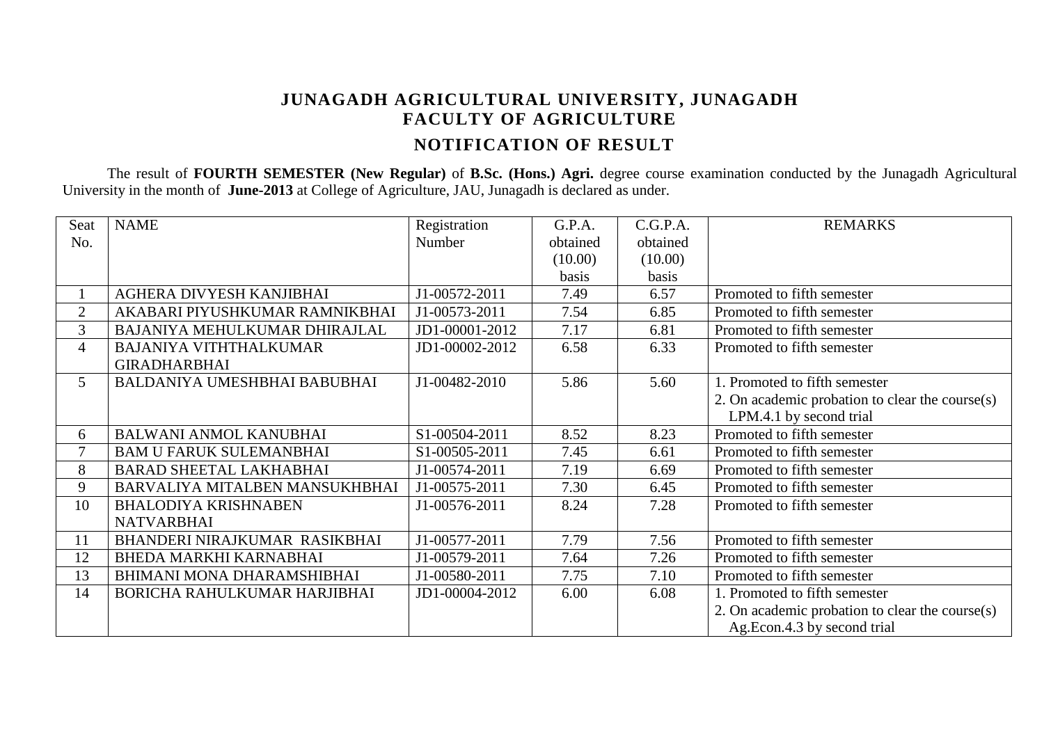# JUNAGADH AGRICULTURAL UNIVERSITY, JUNAGADH
## FACULTY OF AGRICULTURE
## NOTIFICATION OF RESULT

The result of **FOURTH SEMESTER (New Regular)** of **B.Sc. (Hons.) Agri.** degree course examination conducted by the Junagadh Agricultural University in the month of **June-2013** at College of Agriculture, JAU, Junagadh is declared as under.

| Seat No. | NAME | Registration Number | G.P.A. obtained (10.00) basis | C.G.P.A. obtained (10.00) basis | REMARKS |
|---|---|---|---|---|---|
| 1 | AGHERA DIVYESH KANJIBHAI | J1-00572-2011 | 7.49 | 6.57 | Promoted to fifth semester |
| 2 | AKABARI PIYUSHKUMAR RAMNIKBHAI | J1-00573-2011 | 7.54 | 6.85 | Promoted to fifth semester |
| 3 | BAJANIYA MEHULKUMAR DHIRAJLAL | JD1-00001-2012 | 7.17 | 6.81 | Promoted to fifth semester |
| 4 | BAJANIYA VITHTHALKUMAR GIRADHARBHAI | JD1-00002-2012 | 6.58 | 6.33 | Promoted to fifth semester |
| 5 | BALDANIYA UMESHBHAI BABUBHAI | J1-00482-2010 | 5.86 | 5.60 | 1. Promoted to fifth semester 2. On academic probation to clear the course(s) LPM.4.1 by second trial |
| 6 | BALWANI ANMOL KANUBHAI | S1-00504-2011 | 8.52 | 8.23 | Promoted to fifth semester |
| 7 | BAM U FARUK SULEMANBHAI | S1-00505-2011 | 7.45 | 6.61 | Promoted to fifth semester |
| 8 | BARAD SHEETAL LAKHABHAI | J1-00574-2011 | 7.19 | 6.69 | Promoted to fifth semester |
| 9 | BARVALIYA MITALBEN MANSUKHBHAI | J1-00575-2011 | 7.30 | 6.45 | Promoted to fifth semester |
| 10 | BHALODIYA KRISHNABEN NATVARBHAI | J1-00576-2011 | 8.24 | 7.28 | Promoted to fifth semester |
| 11 | BHANDERI NIRAJKUMAR RASIKBHAI | J1-00577-2011 | 7.79 | 7.56 | Promoted to fifth semester |
| 12 | BHEDA MARKHI KARNABHAI | J1-00579-2011 | 7.64 | 7.26 | Promoted to fifth semester |
| 13 | BHIMANI MONA DHARAMSHIBHAI | J1-00580-2011 | 7.75 | 7.10 | Promoted to fifth semester |
| 14 | BORICHA RAHULKUMAR HARJIBHAI | JD1-00004-2012 | 6.00 | 6.08 | 1. Promoted to fifth semester 2. On academic probation to clear the course(s) Ag.Econ.4.3 by second trial |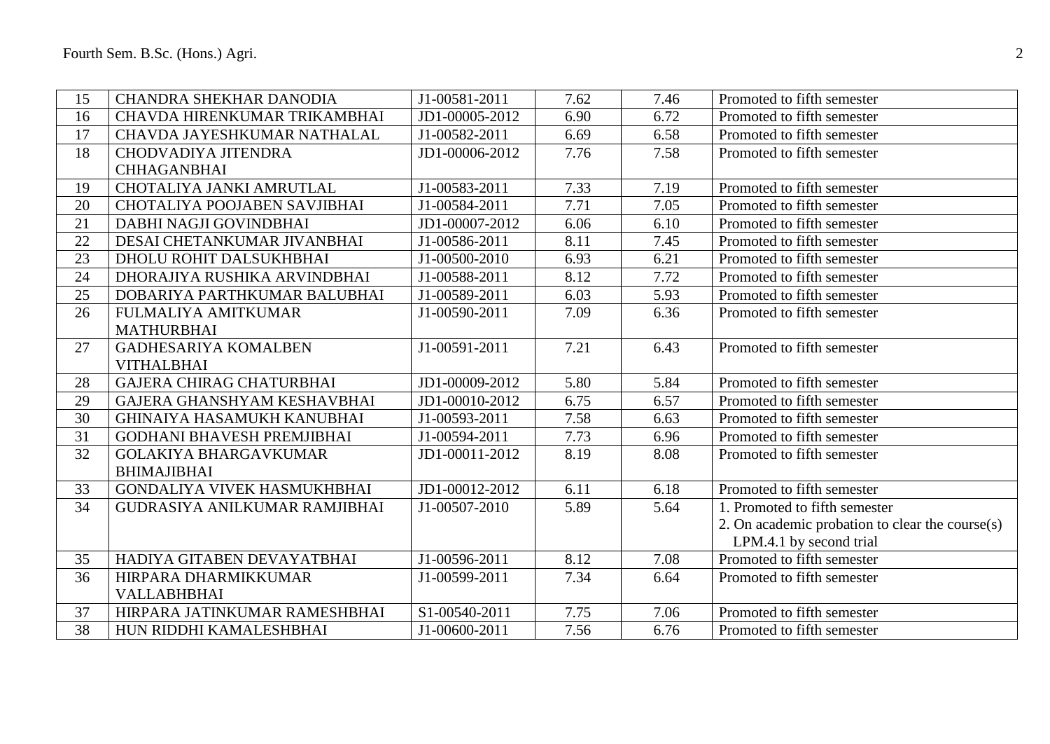| 15 | CHANDRA SHEKHAR DANODIA | J1-00581-2011 | 7.62 | 7.46 | Promoted to fifth semester |
|---|---|---|---|---|---|
| 16 | CHAVDA HIRENKUMAR TRIKAMBHAI | JD1-00005-2012 | 6.90 | 6.72 | Promoted to fifth semester |
| 17 | CHAVDA JAYESHKUMAR NATHALAL | J1-00582-2011 | 6.69 | 6.58 | Promoted to fifth semester |
| 18 | CHODVADIYA JITENDRA CHHAGANBHAI | JD1-00006-2012 | 7.76 | 7.58 | Promoted to fifth semester |
| 19 | CHOTALIYA JANKI AMRUTLAL | J1-00583-2011 | 7.33 | 7.19 | Promoted to fifth semester |
| 20 | CHOTALIYA POOJABEN SAVJIBHAI | J1-00584-2011 | 7.71 | 7.05 | Promoted to fifth semester |
| 21 | DABHI NAGJI GOVINDBHAI | JD1-00007-2012 | 6.06 | 6.10 | Promoted to fifth semester |
| 22 | DESAI CHETANKUMAR JIVANBHAI | J1-00586-2011 | 8.11 | 7.45 | Promoted to fifth semester |
| 23 | DHOLU ROHIT DALSUKHBHAI | J1-00500-2010 | 6.93 | 6.21 | Promoted to fifth semester |
| 24 | DHORAJIYA RUSHIKA ARVINDBHAI | J1-00588-2011 | 8.12 | 7.72 | Promoted to fifth semester |
| 25 | DOBARIYA PARTHKUMAR BALUBHAI | J1-00589-2011 | 6.03 | 5.93 | Promoted to fifth semester |
| 26 | FULMALIYA AMITKUMAR MATHURBHAI | J1-00590-2011 | 7.09 | 6.36 | Promoted to fifth semester |
| 27 | GADHESARIYA KOMALBEN VITHALBHAI | J1-00591-2011 | 7.21 | 6.43 | Promoted to fifth semester |
| 28 | GAJERA CHIRAG CHATURBHAI | JD1-00009-2012 | 5.80 | 5.84 | Promoted to fifth semester |
| 29 | GAJERA GHANSHYAM KESHAVBHAI | JD1-00010-2012 | 6.75 | 6.57 | Promoted to fifth semester |
| 30 | GHINAIYA HASAMUKH KANUBHAI | J1-00593-2011 | 7.58 | 6.63 | Promoted to fifth semester |
| 31 | GODHANI BHAVESH PREMJIBHAI | J1-00594-2011 | 7.73 | 6.96 | Promoted to fifth semester |
| 32 | GOLAKIYA BHARGAVKUMAR BHIMAJIBHAI | JD1-00011-2012 | 8.19 | 8.08 | Promoted to fifth semester |
| 33 | GONDALIYA VIVEK HASMUKHBHAI | JD1-00012-2012 | 6.11 | 6.18 | Promoted to fifth semester |
| 34 | GUDRASIYA ANILKUMAR RAMJIBHAI | J1-00507-2010 | 5.89 | 5.64 | 1. Promoted to fifth semester<br>2. On academic probation to clear the course(s) LPM.4.1 by second trial |
| 35 | HADIYA GITABEN DEVAYATBHAI | J1-00596-2011 | 8.12 | 7.08 | Promoted to fifth semester |
| 36 | HIRPARA DHARMIKKUMAR VALLABHBHAI | J1-00599-2011 | 7.34 | 6.64 | Promoted to fifth semester |
| 37 | HIRPARA JATINKUMAR RAMESHBHAI | S1-00540-2011 | 7.75 | 7.06 | Promoted to fifth semester |
| 38 | HUN RIDDHI KAMALESHBHAI | J1-00600-2011 | 7.56 | 6.76 | Promoted to fifth semester |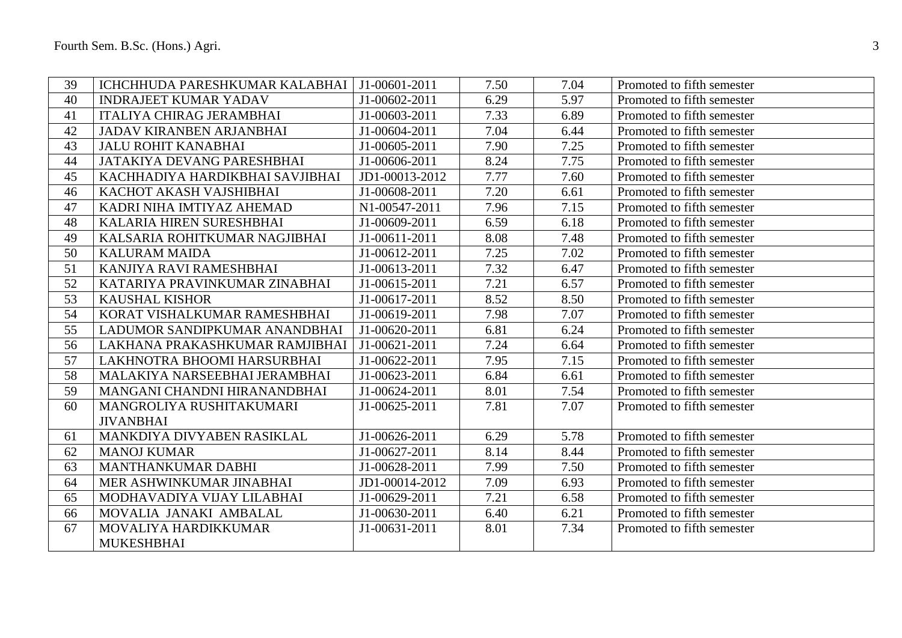| 39 | ICHCHHUDA PARESHKUMAR KALABHAI | J1-00601-2011 | 7.50 | 7.04 | Promoted to fifth semester |
|---|---|---|---|---|---|
| 40 | INDRAJEET KUMAR YADAV | J1-00602-2011 | 6.29 | 5.97 | Promoted to fifth semester |
| 41 | ITALIYA CHIRAG JERAMBHAI | J1-00603-2011 | 7.33 | 6.89 | Promoted to fifth semester |
| 42 | JADAV KIRANBEN ARJANBHAI | J1-00604-2011 | 7.04 | 6.44 | Promoted to fifth semester |
| 43 | JALU ROHIT KANABHAI | J1-00605-2011 | 7.90 | 7.25 | Promoted to fifth semester |
| 44 | JATAKIYA DEVANG PARESHBHAI | J1-00606-2011 | 8.24 | 7.75 | Promoted to fifth semester |
| 45 | KACHHADIYA HARDIKBHAI SAVJIBHAI | JD1-00013-2012 | 7.77 | 7.60 | Promoted to fifth semester |
| 46 | KACHOT AKASH VAJSHIBHAI | J1-00608-2011 | 7.20 | 6.61 | Promoted to fifth semester |
| 47 | KADRI NIHA IMTIYAZ AHEMAD | N1-00547-2011 | 7.96 | 7.15 | Promoted to fifth semester |
| 48 | KALARIA HIREN SURESHBHAI | J1-00609-2011 | 6.59 | 6.18 | Promoted to fifth semester |
| 49 | KALSARIA ROHITKUMAR NAGJIBHAI | J1-00611-2011 | 8.08 | 7.48 | Promoted to fifth semester |
| 50 | KALURAM MAIDA | J1-00612-2011 | 7.25 | 7.02 | Promoted to fifth semester |
| 51 | KANJIYA RAVI RAMESHBHAI | J1-00613-2011 | 7.32 | 6.47 | Promoted to fifth semester |
| 52 | KATARIYA PRAVINKUMAR ZINABHAI | J1-00615-2011 | 7.21 | 6.57 | Promoted to fifth semester |
| 53 | KAUSHAL KISHOR | J1-00617-2011 | 8.52 | 8.50 | Promoted to fifth semester |
| 54 | KORAT VISHALKUMAR RAMESHBHAI | J1-00619-2011 | 7.98 | 7.07 | Promoted to fifth semester |
| 55 | LADUMOR SANDIPKUMAR ANANDBHAI | J1-00620-2011 | 6.81 | 6.24 | Promoted to fifth semester |
| 56 | LAKHANA PRAKASHKUMAR RAMJIBHAI | J1-00621-2011 | 7.24 | 6.64 | Promoted to fifth semester |
| 57 | LAKHNOTRA BHOOMI HARSURBHAI | J1-00622-2011 | 7.95 | 7.15 | Promoted to fifth semester |
| 58 | MALAKIYA NARSEEBHAI JERAMBHAI | J1-00623-2011 | 6.84 | 6.61 | Promoted to fifth semester |
| 59 | MANGANI CHANDNI HIRANANDBHAI | J1-00624-2011 | 8.01 | 7.54 | Promoted to fifth semester |
| 60 | MANGROLIYA RUSHITAKUMARI JIVANBHAI | J1-00625-2011 | 7.81 | 7.07 | Promoted to fifth semester |
| 61 | MANKDIYA DIVYABEN RASIKLAL | J1-00626-2011 | 6.29 | 5.78 | Promoted to fifth semester |
| 62 | MANOJ KUMAR | J1-00627-2011 | 8.14 | 8.44 | Promoted to fifth semester |
| 63 | MANTHANKUMAR DABHI | J1-00628-2011 | 7.99 | 7.50 | Promoted to fifth semester |
| 64 | MER ASHWINKUMAR JINABHAI | JD1-00014-2012 | 7.09 | 6.93 | Promoted to fifth semester |
| 65 | MODHAVADIYA VIJAY LILABHAI | J1-00629-2011 | 7.21 | 6.58 | Promoted to fifth semester |
| 66 | MOVALIA JANAKI AMBALAL | J1-00630-2011 | 6.40 | 6.21 | Promoted to fifth semester |
| 67 | MOVALIYA HARDIKKUMAR MUKESHBHAI | J1-00631-2011 | 8.01 | 7.34 | Promoted to fifth semester |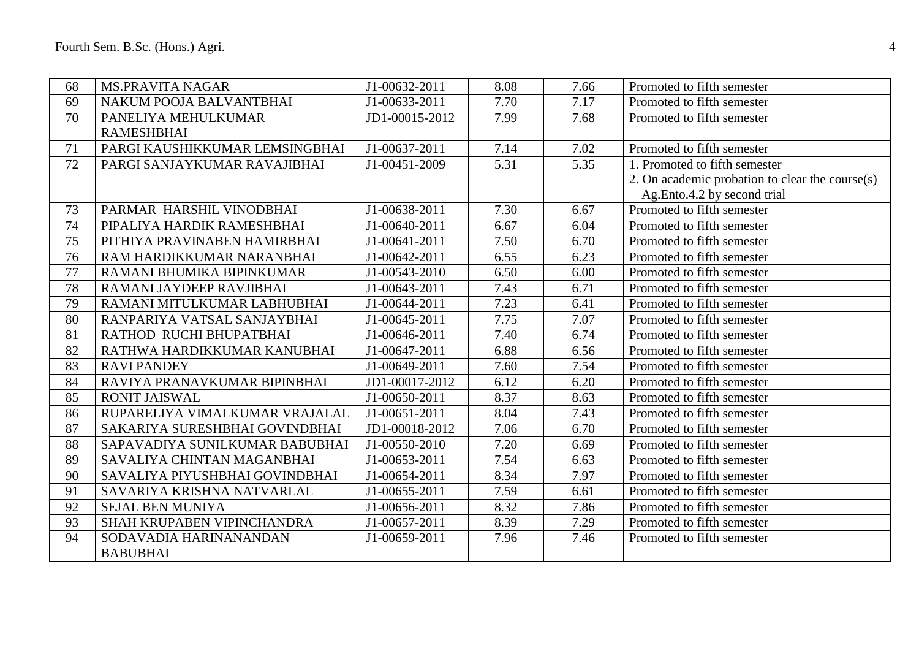| 68 | MS.PRAVITA NAGAR | J1-00632-2011 | 8.08 | 7.66 | Promoted to fifth semester |
|---|---|---|---|---|---|
| 69 | NAKUM POOJA BALVANTBHAI | J1-00633-2011 | 7.70 | 7.17 | Promoted to fifth semester |
| 70 | PANELIYA MEHULKUMAR RAMESHBHAI | JD1-00015-2012 | 7.99 | 7.68 | Promoted to fifth semester |
| 71 | PARGI KAUSHIKKUMAR LEMSINGBHAI | J1-00637-2011 | 7.14 | 7.02 | Promoted to fifth semester |
| 72 | PARGI SANJAYKUMAR RAVAJIBHAI | J1-00451-2009 | 5.31 | 5.35 | 1. Promoted to fifth semester<br>2. On academic probation to clear the course(s) Ag.Ento.4.2 by second trial |
| 73 | PARMAR HARSHIL VINODBHAI | J1-00638-2011 | 7.30 | 6.67 | Promoted to fifth semester |
| 74 | PIPALIYA HARDIK RAMESHBHAI | J1-00640-2011 | 6.67 | 6.04 | Promoted to fifth semester |
| 75 | PITHIYA PRAVINABEN HAMIRBHAI | J1-00641-2011 | 7.50 | 6.70 | Promoted to fifth semester |
| 76 | RAM HARDIKKUMAR NARANBHAI | J1-00642-2011 | 6.55 | 6.23 | Promoted to fifth semester |
| 77 | RAMANI BHUMIKA BIPINKUMAR | J1-00543-2010 | 6.50 | 6.00 | Promoted to fifth semester |
| 78 | RAMANI JAYDEEP RAVJIBHAI | J1-00643-2011 | 7.43 | 6.71 | Promoted to fifth semester |
| 79 | RAMANI MITULKUMAR LABHUBHAI | J1-00644-2011 | 7.23 | 6.41 | Promoted to fifth semester |
| 80 | RANPARIYA VATSAL SANJAYBHAI | J1-00645-2011 | 7.75 | 7.07 | Promoted to fifth semester |
| 81 | RATHOD RUCHI BHUPATBHAI | J1-00646-2011 | 7.40 | 6.74 | Promoted to fifth semester |
| 82 | RATHWA HARDIKKUMAR KANUBHAI | J1-00647-2011 | 6.88 | 6.56 | Promoted to fifth semester |
| 83 | RAVI PANDEY | J1-00649-2011 | 7.60 | 7.54 | Promoted to fifth semester |
| 84 | RAVIYA PRANAVKUMAR BIPINBHAI | JD1-00017-2012 | 6.12 | 6.20 | Promoted to fifth semester |
| 85 | RONIT JAISWAL | J1-00650-2011 | 8.37 | 8.63 | Promoted to fifth semester |
| 86 | RUPARELIYA VIMALKUMAR VRAJALAL | J1-00651-2011 | 8.04 | 7.43 | Promoted to fifth semester |
| 87 | SAKARIYA SURESHBHAI GOVINDBHAI | JD1-00018-2012 | 7.06 | 6.70 | Promoted to fifth semester |
| 88 | SAPAVADIYA SUNILKUMAR BABUBHAI | J1-00550-2010 | 7.20 | 6.69 | Promoted to fifth semester |
| 89 | SAVALIYA CHINTAN MAGANBHAI | J1-00653-2011 | 7.54 | 6.63 | Promoted to fifth semester |
| 90 | SAVALIYA PIYUSHBHAI GOVINDBHAI | J1-00654-2011 | 8.34 | 7.97 | Promoted to fifth semester |
| 91 | SAVARIYA KRISHNA NATVARLAL | J1-00655-2011 | 7.59 | 6.61 | Promoted to fifth semester |
| 92 | SEJAL BEN MUNIYA | J1-00656-2011 | 8.32 | 7.86 | Promoted to fifth semester |
| 93 | SHAH KRUPABEN VIPINCHANDRA | J1-00657-2011 | 8.39 | 7.29 | Promoted to fifth semester |
| 94 | SODAVADIA HARINANANDAN BABUBHAI | J1-00659-2011 | 7.96 | 7.46 | Promoted to fifth semester |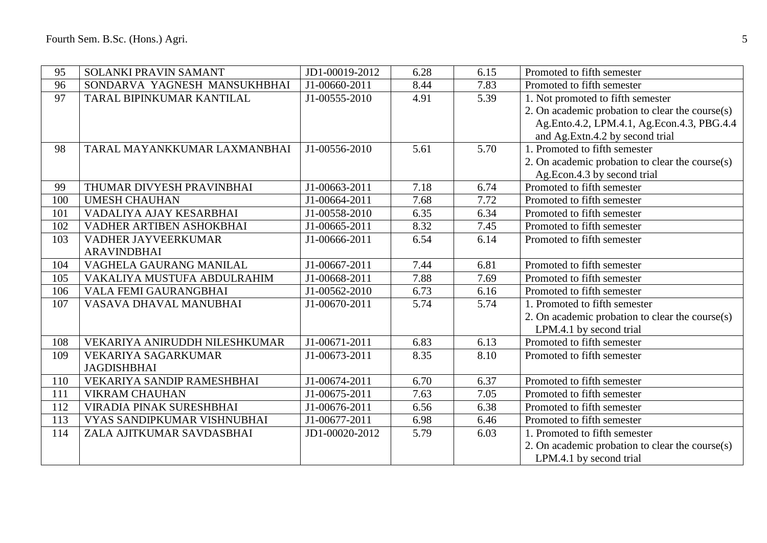| 95 | SOLANKI PRAVIN SAMANT | JD1-00019-2012 | 6.28 | 6.15 | Promoted to fifth semester |
|---|---|---|---|---|---|
| 96 | SONDARVA YAGNESH MANSUKHBHAI | J1-00660-2011 | 8.44 | 7.83 | Promoted to fifth semester |
| 97 | TARAL BIPINKUMAR KANTILAL | J1-00555-2010 | 4.91 | 5.39 | 1. Not promoted to fifth semester<br>2. On academic probation to clear the course(s) Ag.Ento.4.2, LPM.4.1, Ag.Econ.4.3, PBG.4.4 and Ag.Extn.4.2 by second trial |
| 98 | TARAL MAYANKKUMAR LAXMANBHAI | J1-00556-2010 | 5.61 | 5.70 | 1. Promoted to fifth semester<br>2. On academic probation to clear the course(s) Ag.Econ.4.3 by second trial |
| 99 | THUMAR DIVYESH PRAVINBHAI | J1-00663-2011 | 7.18 | 6.74 | Promoted to fifth semester |
| 100 | UMESH CHAUHAN | J1-00664-2011 | 7.68 | 7.72 | Promoted to fifth semester |
| 101 | VADALIYA AJAY KESARBHAI | J1-00558-2010 | 6.35 | 6.34 | Promoted to fifth semester |
| 102 | VADHER ARTIBEN ASHOKBHAI | J1-00665-2011 | 8.32 | 7.45 | Promoted to fifth semester |
| 103 | VADHER JAYVEERKUMAR ARAVINDBHAI | J1-00666-2011 | 6.54 | 6.14 | Promoted to fifth semester |
| 104 | VAGHELA GAURANG MANILAL | J1-00667-2011 | 7.44 | 6.81 | Promoted to fifth semester |
| 105 | VAKALIYA MUSTUFA ABDULRAHIM | J1-00668-2011 | 7.88 | 7.69 | Promoted to fifth semester |
| 106 | VALA FEMI GAURANGBHAI | J1-00562-2010 | 6.73 | 6.16 | Promoted to fifth semester |
| 107 | VASAVA DHAVAL MANUBHAI | J1-00670-2011 | 5.74 | 5.74 | 1. Promoted to fifth semester<br>2. On academic probation to clear the course(s) LPM.4.1 by second trial |
| 108 | VEKARIYA ANIRUDDH NILESHKUMAR | J1-00671-2011 | 6.83 | 6.13 | Promoted to fifth semester |
| 109 | VEKARIYA SAGARKUMAR JAGDISHBHAI | J1-00673-2011 | 8.35 | 8.10 | Promoted to fifth semester |
| 110 | VEKARIYA SANDIP RAMESHBHAI | J1-00674-2011 | 6.70 | 6.37 | Promoted to fifth semester |
| 111 | VIKRAM CHAUHAN | J1-00675-2011 | 7.63 | 7.05 | Promoted to fifth semester |
| 112 | VIRADIA PINAK SURESHBHAI | J1-00676-2011 | 6.56 | 6.38 | Promoted to fifth semester |
| 113 | VYAS SANDIPKUMAR VISHNUBHAI | J1-00677-2011 | 6.98 | 6.46 | Promoted to fifth semester |
| 114 | ZALA AJITKUMAR SAVDASBHAI | JD1-00020-2012 | 5.79 | 6.03 | 1. Promoted to fifth semester<br>2. On academic probation to clear the course(s) LPM.4.1 by second trial |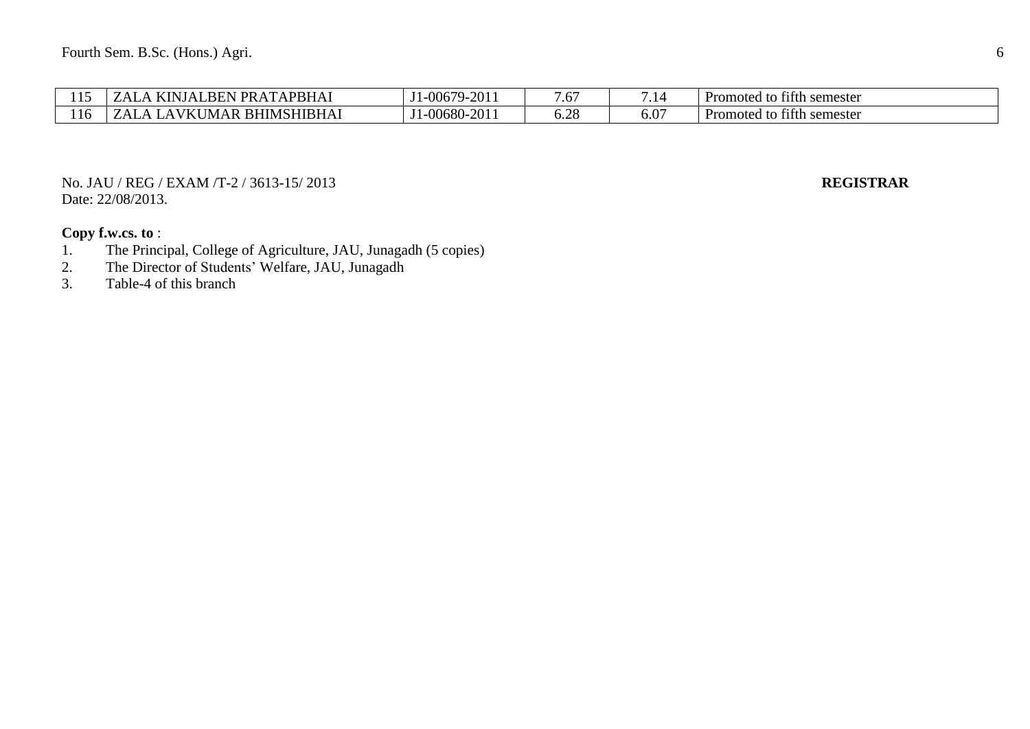| 115 | ZALA KINJALBEN PRATAPBHAI | J1-00679-2011 | 7.67 | 7.14 | Promoted to fifth semester |
|---|---|---|---|---|---|
| 116 | ZALA LAVKUMAR BHIMSHIBHAI | J1-00680-2011 | 6.28 | 6.07 | Promoted to fifth semester |

No. JAU / REG / EXAM /T-2 / 3613-15/ 2013 **REGISTRAR**
Date: 22/08/2013.

**Copy f.w.cs. to** :

1. The Principal, College of Agriculture, JAU, Junagadh (5 copies)
2. The Director of Students' Welfare, JAU, Junagadh
3. Table-4 of this branch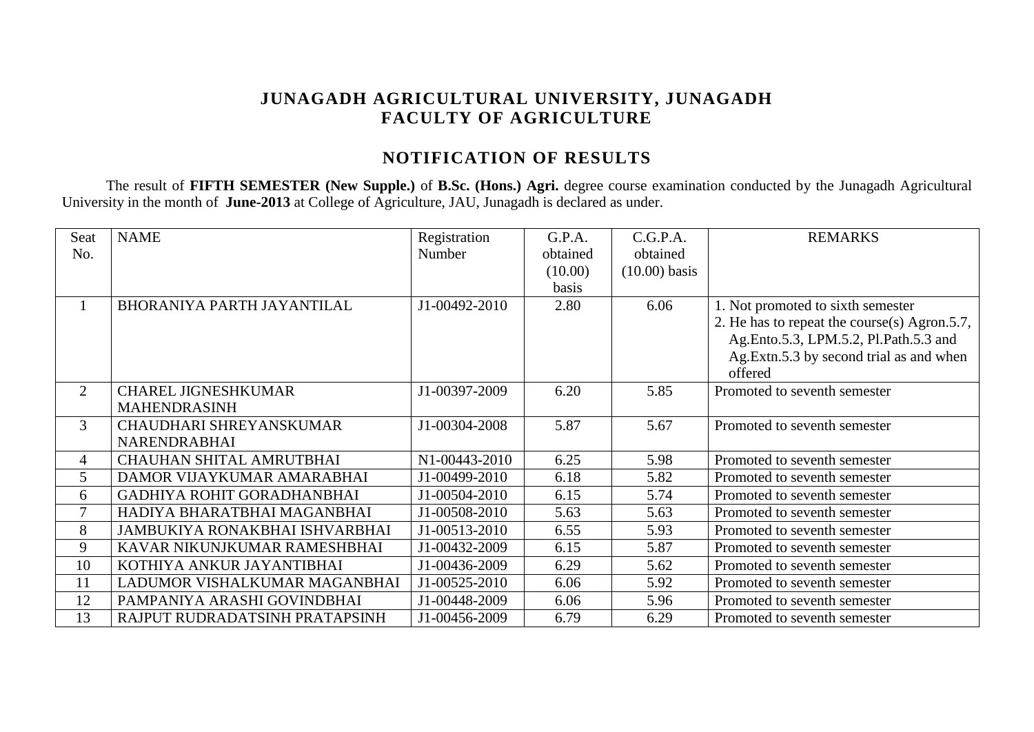# JUNAGADH AGRICULTURAL UNIVERSITY, JUNAGADH
# FACULTY OF AGRICULTURE

## NOTIFICATION OF RESULTS

The result of **FIFTH SEMESTER (New Supple.)** of **B.Sc. (Hons.) Agri.** degree course examination conducted by the Junagadh Agricultural University in the month of **June-2013** at College of Agriculture, JAU, Junagadh is declared as under.

| Seat No. | NAME | Registration Number | G.P.A. obtained (10.00) basis | C.G.P.A. obtained (10.00) basis | REMARKS |
|---|---|---|---|---|---|
| 1 | BHORANIYA PARTH JAYANTILAL | J1-00492-2010 | 2.80 | 6.06 | 1. Not promoted to sixth semester 2. He has to repeat the course(s) Agron.5.7, Ag.Ento.5.3, LPM.5.2, Pl.Path.5.3 and Ag.Extn.5.3 by second trial as and when offered |
| 2 | CHAREL JIGNESHKUMAR MAHENDRASINH | J1-00397-2009 | 6.20 | 5.85 | Promoted to seventh semester |
| 3 | CHAUDHARI SHREYANSKUMAR NARENDRABHAI | J1-00304-2008 | 5.87 | 5.67 | Promoted to seventh semester |
| 4 | CHAUHAN SHITAL AMRUTBHAI | N1-00443-2010 | 6.25 | 5.98 | Promoted to seventh semester |
| 5 | DAMOR VIJAYKUMAR AMARABHAI | J1-00499-2010 | 6.18 | 5.82 | Promoted to seventh semester |
| 6 | GADHIYA ROHIT GORADHANBHAI | J1-00504-2010 | 6.15 | 5.74 | Promoted to seventh semester |
| 7 | HADIYA BHARATBHAI MAGANBHAI | J1-00508-2010 | 5.63 | 5.63 | Promoted to seventh semester |
| 8 | JAMBUKIYA RONAKBHAI ISHVARBHAI | J1-00513-2010 | 6.55 | 5.93 | Promoted to seventh semester |
| 9 | KAVAR NIKUNJKUMAR RAMESHBHAI | J1-00432-2009 | 6.15 | 5.87 | Promoted to seventh semester |
| 10 | KOTHIYA ANKUR JAYANTIBHAI | J1-00436-2009 | 6.29 | 5.62 | Promoted to seventh semester |
| 11 | LADUMOR VISHALKUMAR MAGANBHAI | J1-00525-2010 | 6.06 | 5.92 | Promoted to seventh semester |
| 12 | PAMPANIYA ARASHI GOVINDBHAI | J1-00448-2009 | 6.06 | 5.96 | Promoted to seventh semester |
| 13 | RAJPUT RUDRADATSINH PRATAPSINH | J1-00456-2009 | 6.79 | 6.29 | Promoted to seventh semester |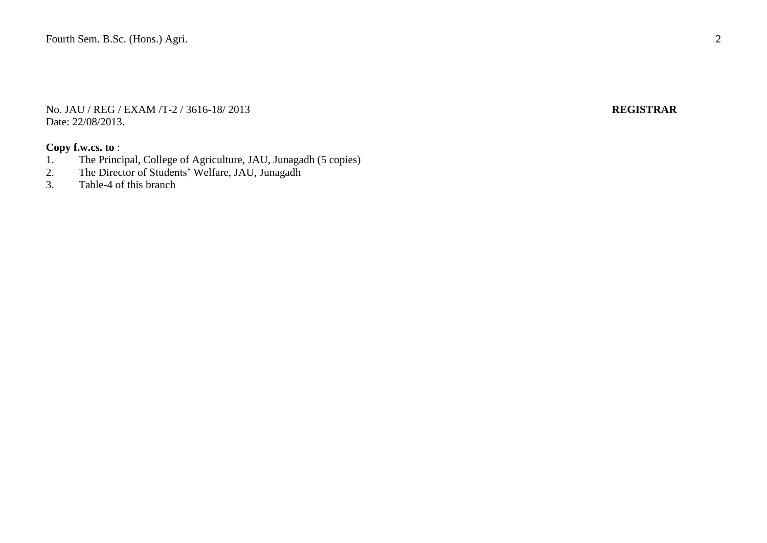No. JAU / REG / EXAM /T-2 / 3616-18/ 2013 **REGISTRAR**
Date: 22/08/2013.

**Copy f.w.cs. to** :

1. The Principal, College of Agriculture, JAU, Junagadh (5 copies)
2. The Director of Students' Welfare, JAU, Junagadh
3. Table-4 of this branch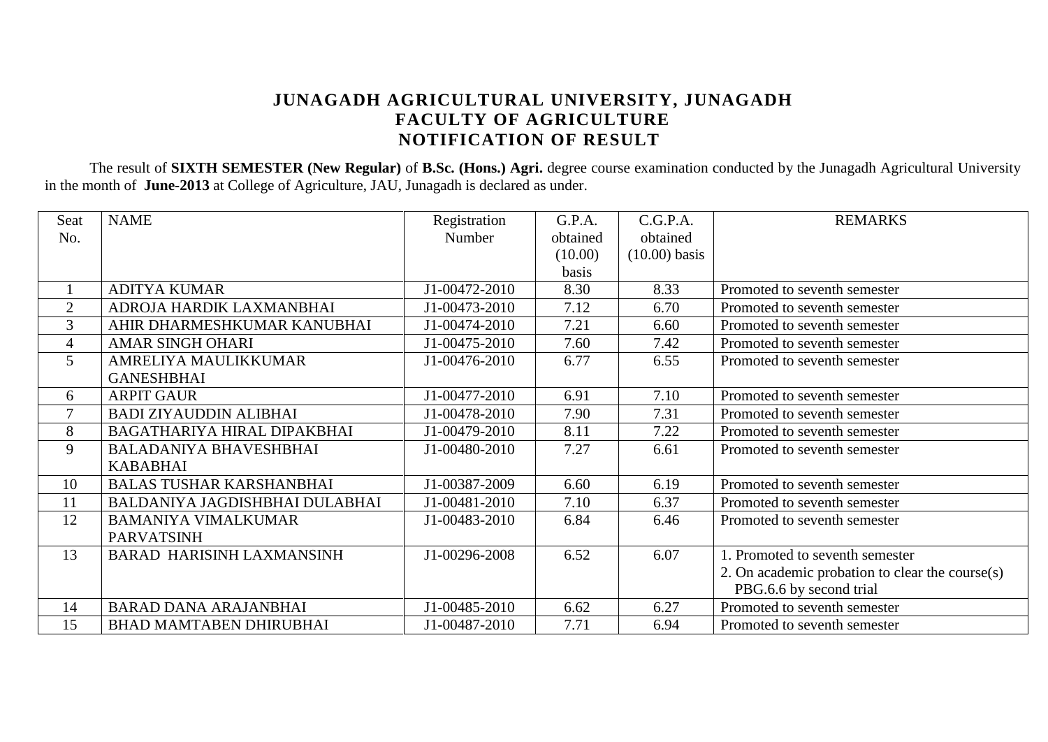# JUNAGADH AGRICULTURAL UNIVERSITY, JUNAGADH
## FACULTY OF AGRICULTURE
## NOTIFICATION OF RESULT

The result of **SIXTH SEMESTER (New Regular)** of **B.Sc. (Hons.) Agri.** degree course examination conducted by the Junagadh Agricultural University in the month of **June-2013** at College of Agriculture, JAU, Junagadh is declared as under.

| Seat No. | NAME | Registration Number | G.P.A. obtained (10.00) basis | C.G.P.A. obtained (10.00) basis | REMARKS |
|---|---|---|---|---|---|
| 1 | ADITYA KUMAR | J1-00472-2010 | 8.30 | 8.33 | Promoted to seventh semester |
| 2 | ADROJA HARDIK LAXMANBHAI | J1-00473-2010 | 7.12 | 6.70 | Promoted to seventh semester |
| 3 | AHIR DHARMESHKUMAR KANUBHAI | J1-00474-2010 | 7.21 | 6.60 | Promoted to seventh semester |
| 4 | AMAR SINGH OHARI | J1-00475-2010 | 7.60 | 7.42 | Promoted to seventh semester |
| 5 | AMRELIYA MAULIKKUMAR GANESHBHAI | J1-00476-2010 | 6.77 | 6.55 | Promoted to seventh semester |
| 6 | ARPIT GAUR | J1-00477-2010 | 6.91 | 7.10 | Promoted to seventh semester |
| 7 | BADI ZIYAUDDIN ALIBHAI | J1-00478-2010 | 7.90 | 7.31 | Promoted to seventh semester |
| 8 | BAGATHARIYA HIRAL DIPAKBHAI | J1-00479-2010 | 8.11 | 7.22 | Promoted to seventh semester |
| 9 | BALADANIYA BHAVESHBHAI KABABHAI | J1-00480-2010 | 7.27 | 6.61 | Promoted to seventh semester |
| 10 | BALAS TUSHAR KARSHANBHAI | J1-00387-2009 | 6.60 | 6.19 | Promoted to seventh semester |
| 11 | BALDANIYA JAGDISHBHAI DULABHAI | J1-00481-2010 | 7.10 | 6.37 | Promoted to seventh semester |
| 12 | BAMANIYA VIMALKUMAR PARVATSINH | J1-00483-2010 | 6.84 | 6.46 | Promoted to seventh semester |
| 13 | BARAD HARISINH LAXMANSINH | J1-00296-2008 | 6.52 | 6.07 | 1. Promoted to seventh semester<br>2. On academic probation to clear the course(s) PBG.6.6 by second trial |
| 14 | BARAD DANA ARAJANBHAI | J1-00485-2010 | 6.62 | 6.27 | Promoted to seventh semester |
| 15 | BHAD MAMTABEN DHIRUBHAI | J1-00487-2010 | 7.71 | 6.94 | Promoted to seventh semester |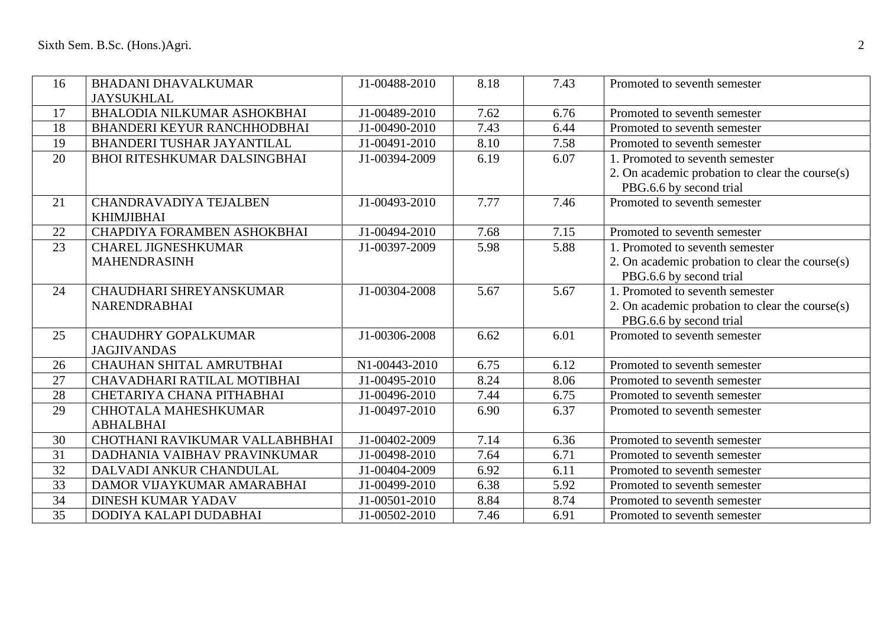| 16 | BHADANI DHAVALKUMAR JAYSUKHLAL | J1-00488-2010 | 8.18 | 7.43 | Promoted to seventh semester |
|---|---|---|---|---|---|
| 17 | BHALODIA NILKUMAR ASHOKBHAI | J1-00489-2010 | 7.62 | 6.76 | Promoted to seventh semester |
| 18 | BHANDERI KEYUR RANCHHODBHAI | J1-00490-2010 | 7.43 | 6.44 | Promoted to seventh semester |
| 19 | BHANDERI TUSHAR JAYANTILAL | J1-00491-2010 | 8.10 | 7.58 | Promoted to seventh semester |
| 20 | BHOI RITESHKUMAR DALSINGBHAI | J1-00394-2009 | 6.19 | 6.07 | 1. Promoted to seventh semester 2. On academic probation to clear the course(s) PBG.6.6 by second trial |
| 21 | CHANDRAVADIYA TEJALBEN KHIMJIBHAI | J1-00493-2010 | 7.77 | 7.46 | Promoted to seventh semester |
| 22 | CHAPDIYA FORAMBEN ASHOKBHAI | J1-00494-2010 | 7.68 | 7.15 | Promoted to seventh semester |
| 23 | CHAREL JIGNESHKUMAR MAHENDRASINH | J1-00397-2009 | 5.98 | 5.88 | 1. Promoted to seventh semester 2. On academic probation to clear the course(s) PBG.6.6 by second trial |
| 24 | CHAUDHARI SHREYANSKUMAR NARENDRABHAI | J1-00304-2008 | 5.67 | 5.67 | 1. Promoted to seventh semester 2. On academic probation to clear the course(s) PBG.6.6 by second trial |
| 25 | CHAUDHRY GOPALKUMAR JAGJIVANDAS | J1-00306-2008 | 6.62 | 6.01 | Promoted to seventh semester |
| 26 | CHAUHAN SHITAL AMRUTBHAI | N1-00443-2010 | 6.75 | 6.12 | Promoted to seventh semester |
| 27 | CHAVADHARI RATILAL MOTIBHAI | J1-00495-2010 | 8.24 | 8.06 | Promoted to seventh semester |
| 28 | CHETARIYA CHANA PITHABHAI | J1-00496-2010 | 7.44 | 6.75 | Promoted to seventh semester |
| 29 | CHHOTALA MAHESHKUMAR ABHALBHAI | J1-00497-2010 | 6.90 | 6.37 | Promoted to seventh semester |
| 30 | CHOTHANI RAVIKUMAR VALLABHBHAI | J1-00402-2009 | 7.14 | 6.36 | Promoted to seventh semester |
| 31 | DADHANIA VAIBHAV PRAVINKUMAR | J1-00498-2010 | 7.64 | 6.71 | Promoted to seventh semester |
| 32 | DALVADI ANKUR CHANDULAL | J1-00404-2009 | 6.92 | 6.11 | Promoted to seventh semester |
| 33 | DAMOR VIJAYKUMAR AMARABHAI | J1-00499-2010 | 6.38 | 5.92 | Promoted to seventh semester |
| 34 | DINESH KUMAR YADAV | J1-00501-2010 | 8.84 | 8.74 | Promoted to seventh semester |
| 35 | DODIYA KALAPI DUDABHAI | J1-00502-2010 | 7.46 | 6.91 | Promoted to seventh semester |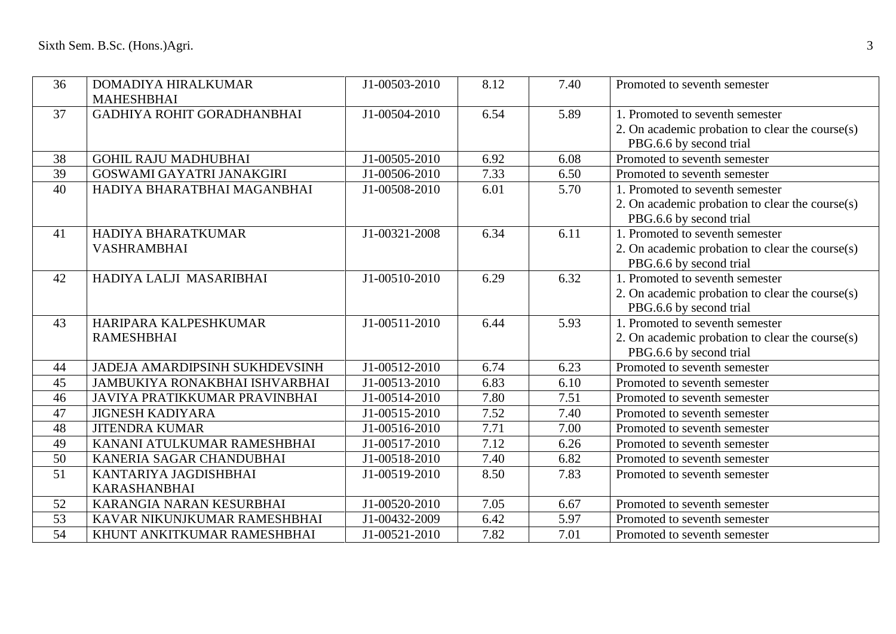| 36 | DOMADIYA HIRALKUMAR MAHESHBHAI | J1-00503-2010 | 8.12 | 7.40 | Promoted to seventh semester |
|---|---|---|---|---|---|
| 37 | GADHIYA ROHIT GORADHANBHAI | J1-00504-2010 | 6.54 | 5.89 | 1. Promoted to seventh semester<br>2. On academic probation to clear the course(s) PBG.6.6 by second trial |
| 38 | GOHIL RAJU MADHUBHAI | J1-00505-2010 | 6.92 | 6.08 | Promoted to seventh semester |
| 39 | GOSWAMI GAYATRI JANAKGIRI | J1-00506-2010 | 7.33 | 6.50 | Promoted to seventh semester |
| 40 | HADIYA BHARATBHAI MAGANBHAI | J1-00508-2010 | 6.01 | 5.70 | 1. Promoted to seventh semester<br>2. On academic probation to clear the course(s) PBG.6.6 by second trial |
| 41 | HADIYA BHARATKUMAR VASHRAMBHAI | J1-00321-2008 | 6.34 | 6.11 | 1. Promoted to seventh semester<br>2. On academic probation to clear the course(s) PBG.6.6 by second trial |
| 42 | HADIYA LALJI MASARIBHAI | J1-00510-2010 | 6.29 | 6.32 | 1. Promoted to seventh semester<br>2. On academic probation to clear the course(s) PBG.6.6 by second trial |
| 43 | HARIPARA KALPESHKUMAR RAMESHBHAI | J1-00511-2010 | 6.44 | 5.93 | 1. Promoted to seventh semester<br>2. On academic probation to clear the course(s) PBG.6.6 by second trial |
| 44 | JADEJA AMARDIPSINH SUKHDEVSINH | J1-00512-2010 | 6.74 | 6.23 | Promoted to seventh semester |
| 45 | JAMBUKIYA RONAKBHAI ISHVARBHAI | J1-00513-2010 | 6.83 | 6.10 | Promoted to seventh semester |
| 46 | JAVIYA PRATIKKUMAR PRAVINBHAI | J1-00514-2010 | 7.80 | 7.51 | Promoted to seventh semester |
| 47 | JIGNESH KADIYARA | J1-00515-2010 | 7.52 | 7.40 | Promoted to seventh semester |
| 48 | JITENDRA KUMAR | J1-00516-2010 | 7.71 | 7.00 | Promoted to seventh semester |
| 49 | KANANI ATULKUMAR RAMESHBHAI | J1-00517-2010 | 7.12 | 6.26 | Promoted to seventh semester |
| 50 | KANERIA SAGAR CHANDUBHAI | J1-00518-2010 | 7.40 | 6.82 | Promoted to seventh semester |
| 51 | KANTARIYA JAGDISHBHAI KARASHANBHAI | J1-00519-2010 | 8.50 | 7.83 | Promoted to seventh semester |
| 52 | KARANGIA NARAN KESURBHAI | J1-00520-2010 | 7.05 | 6.67 | Promoted to seventh semester |
| 53 | KAVAR NIKUNJKUMAR RAMESHBHAI | J1-00432-2009 | 6.42 | 5.97 | Promoted to seventh semester |
| 54 | KHUNT ANKITKUMAR RAMESHBHAI | J1-00521-2010 | 7.82 | 7.01 | Promoted to seventh semester |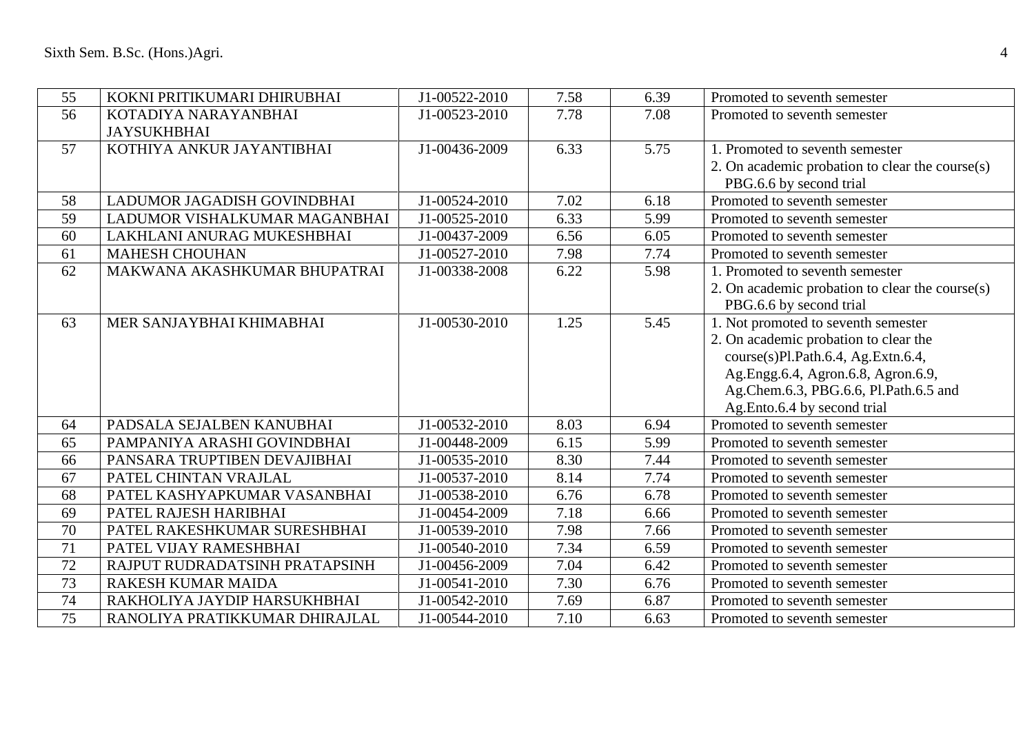| 55 | KOKNI PRITIKUMARI DHIRUBHAI | J1-00522-2010 | 7.58 | 6.39 | Promoted to seventh semester |
|---|---|---|---|---|---|
| 56 | KOTADIYA NARAYANBHAI JAYSUKHBHAI | J1-00523-2010 | 7.78 | 7.08 | Promoted to seventh semester |
| 57 | KOTHIYA ANKUR JAYANTIBHAI | J1-00436-2009 | 6.33 | 5.75 | 1. Promoted to seventh semester<br>2. On academic probation to clear the course(s) PBG.6.6 by second trial |
| 58 | LADUMOR JAGADISH GOVINDBHAI | J1-00524-2010 | 7.02 | 6.18 | Promoted to seventh semester |
| 59 | LADUMOR VISHALKUMAR MAGANBHAI | J1-00525-2010 | 6.33 | 5.99 | Promoted to seventh semester |
| 60 | LAKHLANI ANURAG MUKESHBHAI | J1-00437-2009 | 6.56 | 6.05 | Promoted to seventh semester |
| 61 | MAHESH CHOUHAN | J1-00527-2010 | 7.98 | 7.74 | Promoted to seventh semester |
| 62 | MAKWANA AKASHKUMAR BHUPATRAI | J1-00338-2008 | 6.22 | 5.98 | 1. Promoted to seventh semester<br>2. On academic probation to clear the course(s) PBG.6.6 by second trial |
| 63 | MER SANJAYBHAI KHIMABHAI | J1-00530-2010 | 1.25 | 5.45 | 1. Not promoted to seventh semester<br>2. On academic probation to clear the course(s)Pl.Path.6.4, Ag.Extn.6.4, Ag.Engg.6.4, Agron.6.8, Agron.6.9, Ag.Chem.6.3, PBG.6.6, Pl.Path.6.5 and Ag.Ento.6.4 by second trial |
| 64 | PADSALA SEJALBEN KANUBHAI | J1-00532-2010 | 8.03 | 6.94 | Promoted to seventh semester |
| 65 | PAMPANIYA ARASHI GOVINDBHAI | J1-00448-2009 | 6.15 | 5.99 | Promoted to seventh semester |
| 66 | PANSARA TRUPTIBEN DEVAJIBHAI | J1-00535-2010 | 8.30 | 7.44 | Promoted to seventh semester |
| 67 | PATEL CHINTAN VRAJLAL | J1-00537-2010 | 8.14 | 7.74 | Promoted to seventh semester |
| 68 | PATEL KASHYAPKUMAR VASANBHAI | J1-00538-2010 | 6.76 | 6.78 | Promoted to seventh semester |
| 69 | PATEL RAJESH HARIBHAI | J1-00454-2009 | 7.18 | 6.66 | Promoted to seventh semester |
| 70 | PATEL RAKESHKUMAR SURESHBHAI | J1-00539-2010 | 7.98 | 7.66 | Promoted to seventh semester |
| 71 | PATEL VIJAY RAMESHBHAI | J1-00540-2010 | 7.34 | 6.59 | Promoted to seventh semester |
| 72 | RAJPUT RUDRADATSINH PRATAPSINH | J1-00456-2009 | 7.04 | 6.42 | Promoted to seventh semester |
| 73 | RAKESH KUMAR MAIDA | J1-00541-2010 | 7.30 | 6.76 | Promoted to seventh semester |
| 74 | RAKHOLIYA JAYDIP HARSUKHBHAI | J1-00542-2010 | 7.69 | 6.87 | Promoted to seventh semester |
| 75 | RANOLIYA PRATIKKUMAR DHIRAJLAL | J1-00544-2010 | 7.10 | 6.63 | Promoted to seventh semester |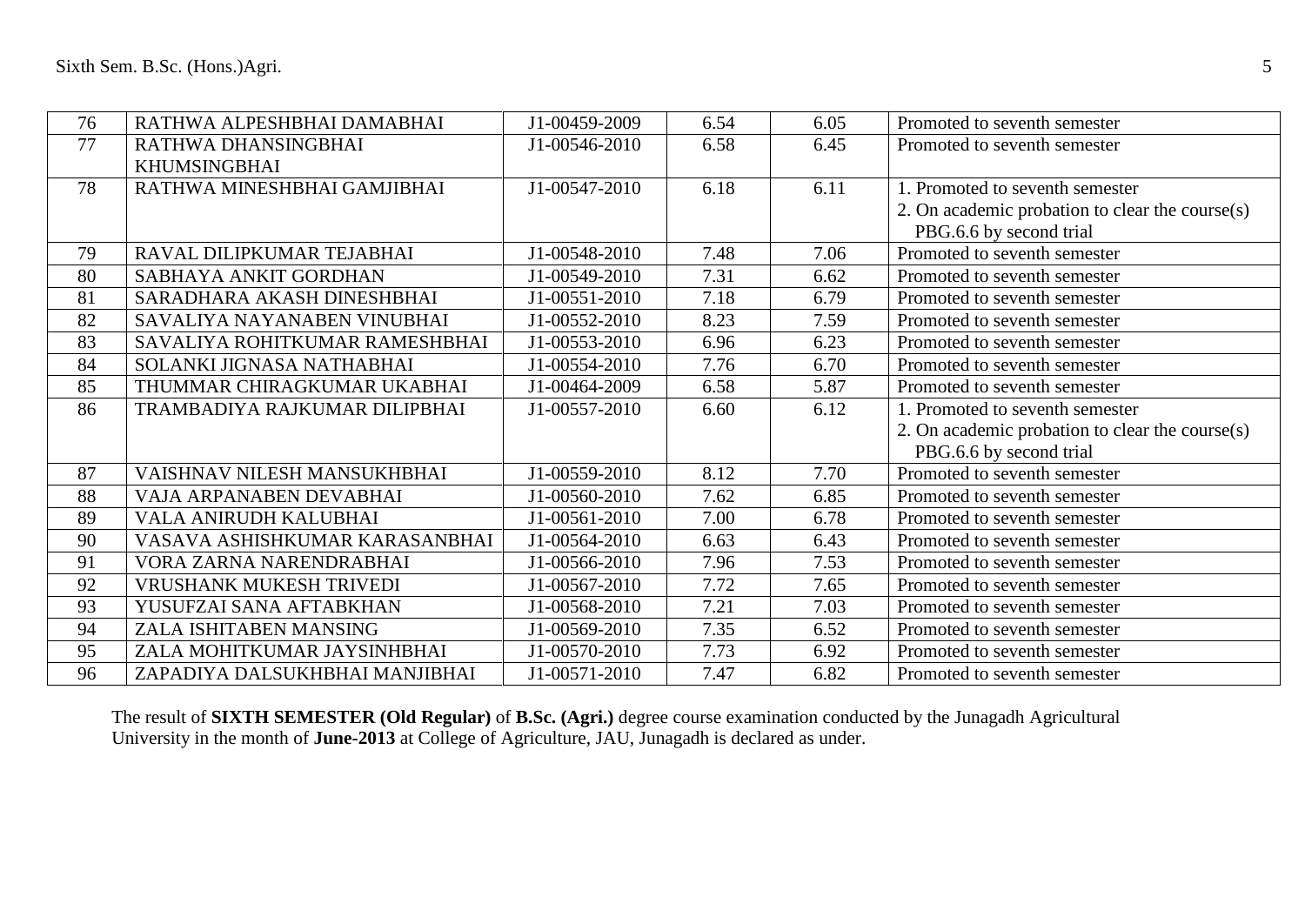| 76 | RATHWA ALPESHBHAI DAMABHAI | J1-00459-2009 | 6.54 | 6.05 | Promoted to seventh semester |
|---|---|---|---|---|---|
| 77 | RATHWA DHANSINGBHAI KHUMSINGBHAI | J1-00546-2010 | 6.58 | 6.45 | Promoted to seventh semester |
| 78 | RATHWA MINESHBHAI GAMJIBHAI | J1-00547-2010 | 6.18 | 6.11 | 1. Promoted to seventh semester<br>2. On academic probation to clear the course(s) PBG.6.6 by second trial |
| 79 | RAVAL DILIPKUMAR TEJABHAI | J1-00548-2010 | 7.48 | 7.06 | Promoted to seventh semester |
| 80 | SABHAYA ANKIT GORDHAN | J1-00549-2010 | 7.31 | 6.62 | Promoted to seventh semester |
| 81 | SARADHARA AKASH DINESHBHAI | J1-00551-2010 | 7.18 | 6.79 | Promoted to seventh semester |
| 82 | SAVALIYA NAYANABEN VINUBHAI | J1-00552-2010 | 8.23 | 7.59 | Promoted to seventh semester |
| 83 | SAVALIYA ROHITKUMAR RAMESHBHAI | J1-00553-2010 | 6.96 | 6.23 | Promoted to seventh semester |
| 84 | SOLANKI JIGNASA NATHABHAI | J1-00554-2010 | 7.76 | 6.70 | Promoted to seventh semester |
| 85 | THUMMAR CHIRAGKUMAR UKABHAI | J1-00464-2009 | 6.58 | 5.87 | Promoted to seventh semester |
| 86 | TRAMBADIYA RAJKUMAR DILIPBHAI | J1-00557-2010 | 6.60 | 6.12 | 1. Promoted to seventh semester<br>2. On academic probation to clear the course(s) PBG.6.6 by second trial |
| 87 | VAISHNAV NILESH MANSUKHBHAI | J1-00559-2010 | 8.12 | 7.70 | Promoted to seventh semester |
| 88 | VAJA ARPANABEN DEVABHAI | J1-00560-2010 | 7.62 | 6.85 | Promoted to seventh semester |
| 89 | VALA ANIRUDH KALUBHAI | J1-00561-2010 | 7.00 | 6.78 | Promoted to seventh semester |
| 90 | VASAVA ASHISHKUMAR KARASANBHAI | J1-00564-2010 | 6.63 | 6.43 | Promoted to seventh semester |
| 91 | VORA ZARNA NARENDRABHAI | J1-00566-2010 | 7.96 | 7.53 | Promoted to seventh semester |
| 92 | VRUSHANK MUKESH TRIVEDI | J1-00567-2010 | 7.72 | 7.65 | Promoted to seventh semester |
| 93 | YUSUFZAI SANA AFTABKHAN | J1-00568-2010 | 7.21 | 7.03 | Promoted to seventh semester |
| 94 | ZALA ISHITABEN MANSING | J1-00569-2010 | 7.35 | 6.52 | Promoted to seventh semester |
| 95 | ZALA MOHITKUMAR JAYSINHBHAI | J1-00570-2010 | 7.73 | 6.92 | Promoted to seventh semester |
| 96 | ZAPADIYA DALSUKHBHAI MANJIBHAI | J1-00571-2010 | 7.47 | 6.82 | Promoted to seventh semester |

The result of **SIXTH SEMESTER (Old Regular)** of **B.Sc. (Agri.)** degree course examination conducted by the Junagadh Agricultural University in the month of **June-2013** at College of Agriculture, JAU, Junagadh is declared as under.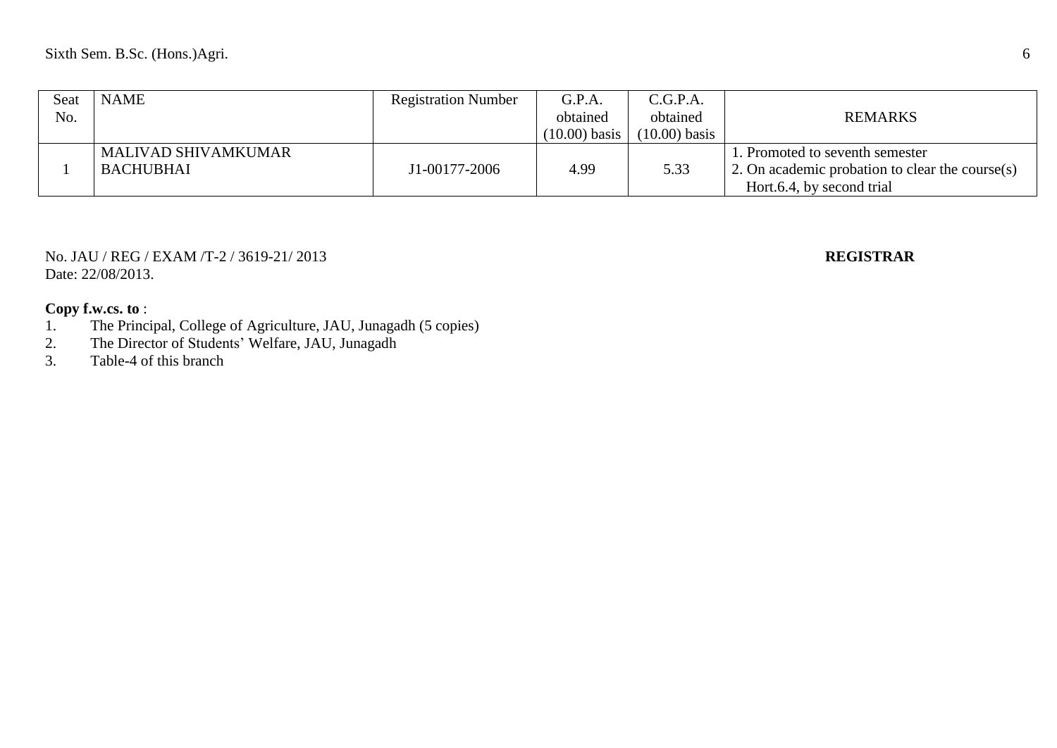| Seat No. | NAME | Registration Number | G.P.A. obtained (10.00) basis | C.G.P.A. obtained (10.00) basis | REMARKS |
|---|---|---|---|---|---|
| 1 | MALIVAD SHIVAMKUMAR BACHUBHAI | J1-00177-2006 | 4.99 | 5.33 | 1. Promoted to seventh semester 2. On academic probation to clear the course(s) Hort.6.4, by second trial |

No. JAU / REG / EXAM /T-2 / 3619-21/ 2013
Date: 22/08/2013.

**REGISTRAR**

**Copy f.w.cs. to** :

1. The Principal, College of Agriculture, JAU, Junagadh (5 copies)
2. The Director of Students' Welfare, JAU, Junagadh
3. Table-4 of this branch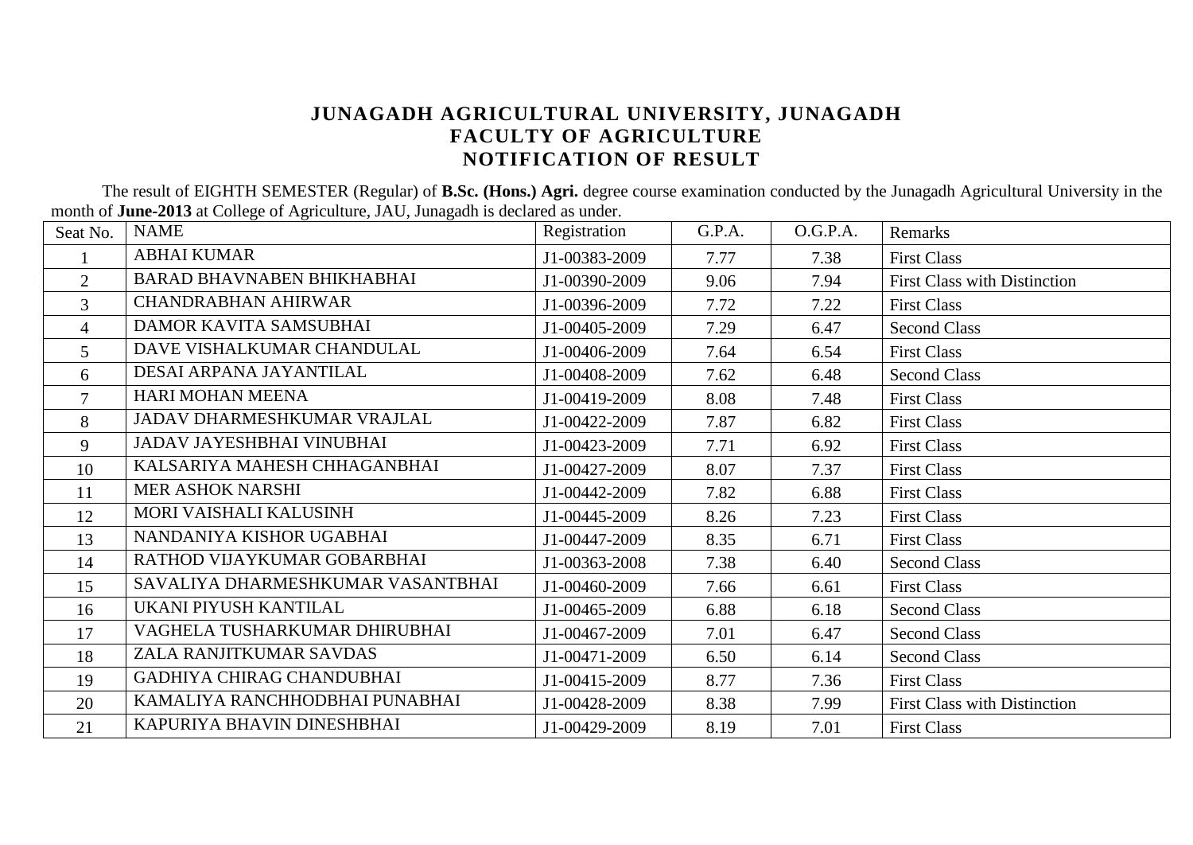# JUNAGADH AGRICULTURAL UNIVERSITY, JUNAGADH
## FACULTY OF AGRICULTURE
## NOTIFICATION OF RESULT

The result of EIGHTH SEMESTER (Regular) of **B.Sc. (Hons.) Agri.** degree course examination conducted by the Junagadh Agricultural University in the month of **June-2013** at College of Agriculture, JAU, Junagadh is declared as under.

| Seat No. | NAME | Registration | G.P.A. | O.G.P.A. | Remarks |
|---|---|---|---|---|---|
| 1 | ABHAI KUMAR | J1-00383-2009 | 7.77 | 7.38 | First Class |
| 2 | BARAD BHAVNABEN BHIKHABHAI | J1-00390-2009 | 9.06 | 7.94 | First Class with Distinction |
| 3 | CHANDRABHAN AHIRWAR | J1-00396-2009 | 7.72 | 7.22 | First Class |
| 4 | DAMOR KAVITA SAMSUBHAI | J1-00405-2009 | 7.29 | 6.47 | Second Class |
| 5 | DAVE VISHALKUMAR CHANDULAL | J1-00406-2009 | 7.64 | 6.54 | First Class |
| 6 | DESAI ARPANA JAYANTILAL | J1-00408-2009 | 7.62 | 6.48 | Second Class |
| 7 | HARI MOHAN MEENA | J1-00419-2009 | 8.08 | 7.48 | First Class |
| 8 | JADAV DHARMESHKUMAR VRAJLAL | J1-00422-2009 | 7.87 | 6.82 | First Class |
| 9 | JADAV JAYESHBHAI VINUBHAI | J1-00423-2009 | 7.71 | 6.92 | First Class |
| 10 | KALSARIYA MAHESH CHHAGANBHAI | J1-00427-2009 | 8.07 | 7.37 | First Class |
| 11 | MER ASHOK NARSHI | J1-00442-2009 | 7.82 | 6.88 | First Class |
| 12 | MORI VAISHALI KALUSINH | J1-00445-2009 | 8.26 | 7.23 | First Class |
| 13 | NANDANIYA KISHOR UGABHAI | J1-00447-2009 | 8.35 | 6.71 | First Class |
| 14 | RATHOD VIJAYKUMAR GOBARBHAI | J1-00363-2008 | 7.38 | 6.40 | Second Class |
| 15 | SAVALIYA DHARMESHKUMAR VASANTBHAI | J1-00460-2009 | 7.66 | 6.61 | First Class |
| 16 | UKANI PIYUSH KANTILAL | J1-00465-2009 | 6.88 | 6.18 | Second Class |
| 17 | VAGHELA TUSHARKUMAR DHIRUBHAI | J1-00467-2009 | 7.01 | 6.47 | Second Class |
| 18 | ZALA RANJITKUMAR SAVDAS | J1-00471-2009 | 6.50 | 6.14 | Second Class |
| 19 | GADHIYA CHIRAG CHANDUBHAI | J1-00415-2009 | 8.77 | 7.36 | First Class |
| 20 | KAMALIYA RANCHHODBHAI PUNABHAI | J1-00428-2009 | 8.38 | 7.99 | First Class with Distinction |
| 21 | KAPURIYA BHAVIN DINESHBHAI | J1-00429-2009 | 8.19 | 7.01 | First Class |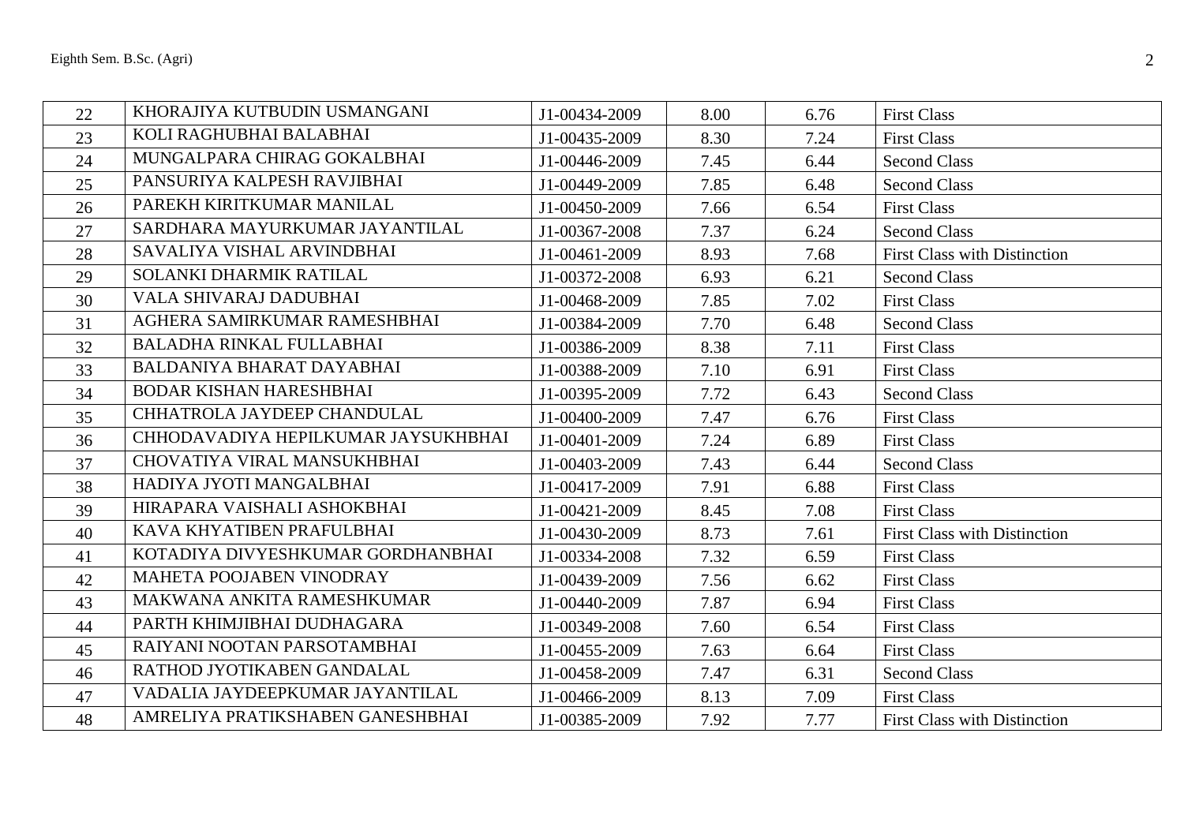| 22 | KHORAJIYA KUTBUDIN USMANGANI | J1-00434-2009 | 8.00 | 6.76 | First Class |
|---|---|---|---|---|---|
| 23 | KOLI RAGHUBHAI BALABHAI | J1-00435-2009 | 8.30 | 7.24 | First Class |
| 24 | MUNGALPARA CHIRAG GOKALBHAI | J1-00446-2009 | 7.45 | 6.44 | Second Class |
| 25 | PANSURIYA KALPESH RAVJIBHAI | J1-00449-2009 | 7.85 | 6.48 | Second Class |
| 26 | PAREKH KIRITKUMAR MANILAL | J1-00450-2009 | 7.66 | 6.54 | First Class |
| 27 | SARDHARA MAYURKUMAR JAYANTILAL | J1-00367-2008 | 7.37 | 6.24 | Second Class |
| 28 | SAVALIYA VISHAL ARVINDBHAI | J1-00461-2009 | 8.93 | 7.68 | First Class with Distinction |
| 29 | SOLANKI DHARMIK RATILAL | J1-00372-2008 | 6.93 | 6.21 | Second Class |
| 30 | VALA SHIVARAJ DADUBHAI | J1-00468-2009 | 7.85 | 7.02 | First Class |
| 31 | AGHERA SAMIRKUMAR RAMESHBHAI | J1-00384-2009 | 7.70 | 6.48 | Second Class |
| 32 | BALADHA RINKAL FULLABHAI | J1-00386-2009 | 8.38 | 7.11 | First Class |
| 33 | BALDANIYA BHARAT DAYABHAI | J1-00388-2009 | 7.10 | 6.91 | First Class |
| 34 | BODAR KISHAN HARESHBHAI | J1-00395-2009 | 7.72 | 6.43 | Second Class |
| 35 | CHHATROLA JAYDEEP CHANDULAL | J1-00400-2009 | 7.47 | 6.76 | First Class |
| 36 | CHHODAVADIYA HEPILKUMAR JAYSUKHBHAI | J1-00401-2009 | 7.24 | 6.89 | First Class |
| 37 | CHOVATIYA VIRAL MANSUKHBHAI | J1-00403-2009 | 7.43 | 6.44 | Second Class |
| 38 | HADIYA JYOTI MANGALBHAI | J1-00417-2009 | 7.91 | 6.88 | First Class |
| 39 | HIRAPARA VAISHALI ASHOKBHAI | J1-00421-2009 | 8.45 | 7.08 | First Class |
| 40 | KAVA KHYATIBEN PRAFULBHAI | J1-00430-2009 | 8.73 | 7.61 | First Class with Distinction |
| 41 | KOTADIYA DIVYESHKUMAR GORDHANBHAI | J1-00334-2008 | 7.32 | 6.59 | First Class |
| 42 | MAHETA POOJABEN VINODRAY | J1-00439-2009 | 7.56 | 6.62 | First Class |
| 43 | MAKWANA ANKITA RAMESHKUMAR | J1-00440-2009 | 7.87 | 6.94 | First Class |
| 44 | PARTH KHIMJIBHAI DUDHAGARA | J1-00349-2008 | 7.60 | 6.54 | First Class |
| 45 | RAIYANI NOOTAN PARSOTAMBHAI | J1-00455-2009 | 7.63 | 6.64 | First Class |
| 46 | RATHOD JYOTIKABEN GANDALAL | J1-00458-2009 | 7.47 | 6.31 | Second Class |
| 47 | VADALIA JAYDEEPKUMAR JAYANTILAL | J1-00466-2009 | 8.13 | 7.09 | First Class |
| 48 | AMRELIYA PRATIKSHABEN GANESHBHAI | J1-00385-2009 | 7.92 | 7.77 | First Class with Distinction |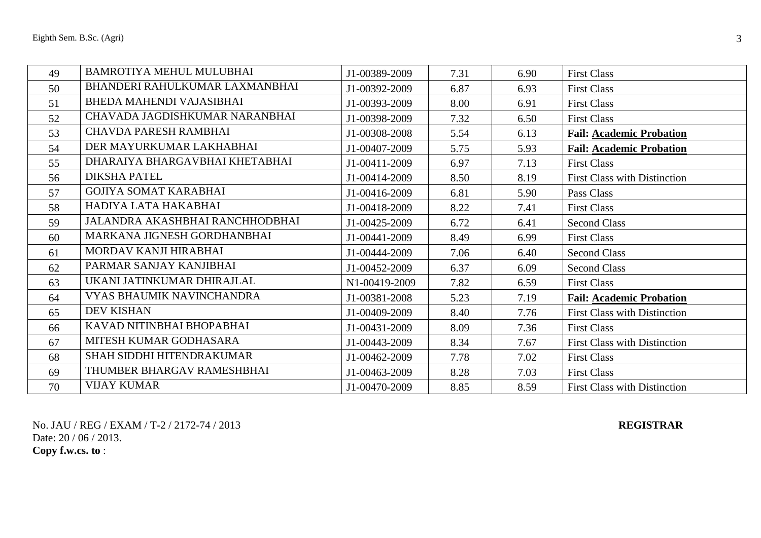| 49 | BAMROTIYA MEHUL MULUBHAI | J1-00389-2009 | 7.31 | 6.90 | First Class |
|---|---|---|---|---|---|
| 50 | BHANDERI RAHULKUMAR LAXMANBHAI | J1-00392-2009 | 6.87 | 6.93 | First Class |
| 51 | BHEDA MAHENDI VAJASIBHAI | J1-00393-2009 | 8.00 | 6.91 | First Class |
| 52 | CHAVADA JAGDISHKUMAR NARANBHAI | J1-00398-2009 | 7.32 | 6.50 | First Class |
| 53 | CHAVDA PARESH RAMBHAI | J1-00308-2008 | 5.54 | 6.13 | **Fail: Academic Probation** |
| 54 | DER MAYURKUMAR LAKHABHAI | J1-00407-2009 | 5.75 | 5.93 | **Fail: Academic Probation** |
| 55 | DHARAIYA BHARGAVBHAI KHETABHAI | J1-00411-2009 | 6.97 | 7.13 | First Class |
| 56 | DIKSHA PATEL | J1-00414-2009 | 8.50 | 8.19 | First Class with Distinction |
| 57 | GOJIYA SOMAT KARABHAI | J1-00416-2009 | 6.81 | 5.90 | Pass Class |
| 58 | HADIYA LATA HAKABHAI | J1-00418-2009 | 8.22 | 7.41 | First Class |
| 59 | JALANDRA AKASHBHAI RANCHHODBHAI | J1-00425-2009 | 6.72 | 6.41 | Second Class |
| 60 | MARKANA JIGNESH GORDHANBHAI | J1-00441-2009 | 8.49 | 6.99 | First Class |
| 61 | MORDAV KANJI HIRABHAI | J1-00444-2009 | 7.06 | 6.40 | Second Class |
| 62 | PARMAR SANJAY KANJIBHAI | J1-00452-2009 | 6.37 | 6.09 | Second Class |
| 63 | UKANI JATINKUMAR DHIRAJLAL | N1-00419-2009 | 7.82 | 6.59 | First Class |
| 64 | VYAS BHAUMIK NAVINCHANDRA | J1-00381-2008 | 5.23 | 7.19 | **Fail: Academic Probation** |
| 65 | DEV KISHAN | J1-00409-2009 | 8.40 | 7.76 | First Class with Distinction |
| 66 | KAVAD NITINBHAI BHOPABHAI | J1-00431-2009 | 8.09 | 7.36 | First Class |
| 67 | MITESH KUMAR GODHASARA | J1-00443-2009 | 8.34 | 7.67 | First Class with Distinction |
| 68 | SHAH SIDDHI HITENDRAKUMAR | J1-00462-2009 | 7.78 | 7.02 | First Class |
| 69 | THUMBER BHARGAV RAMESHBHAI | J1-00463-2009 | 8.28 | 7.03 | First Class |
| 70 | VIJAY KUMAR | J1-00470-2009 | 8.85 | 8.59 | First Class with Distinction |

No. JAU / REG / EXAM / T-2 / 2172-74 / 2013

**REGISTRAR**

Date: 20 / 06 / 2013.

**Copy f.w.cs. to** :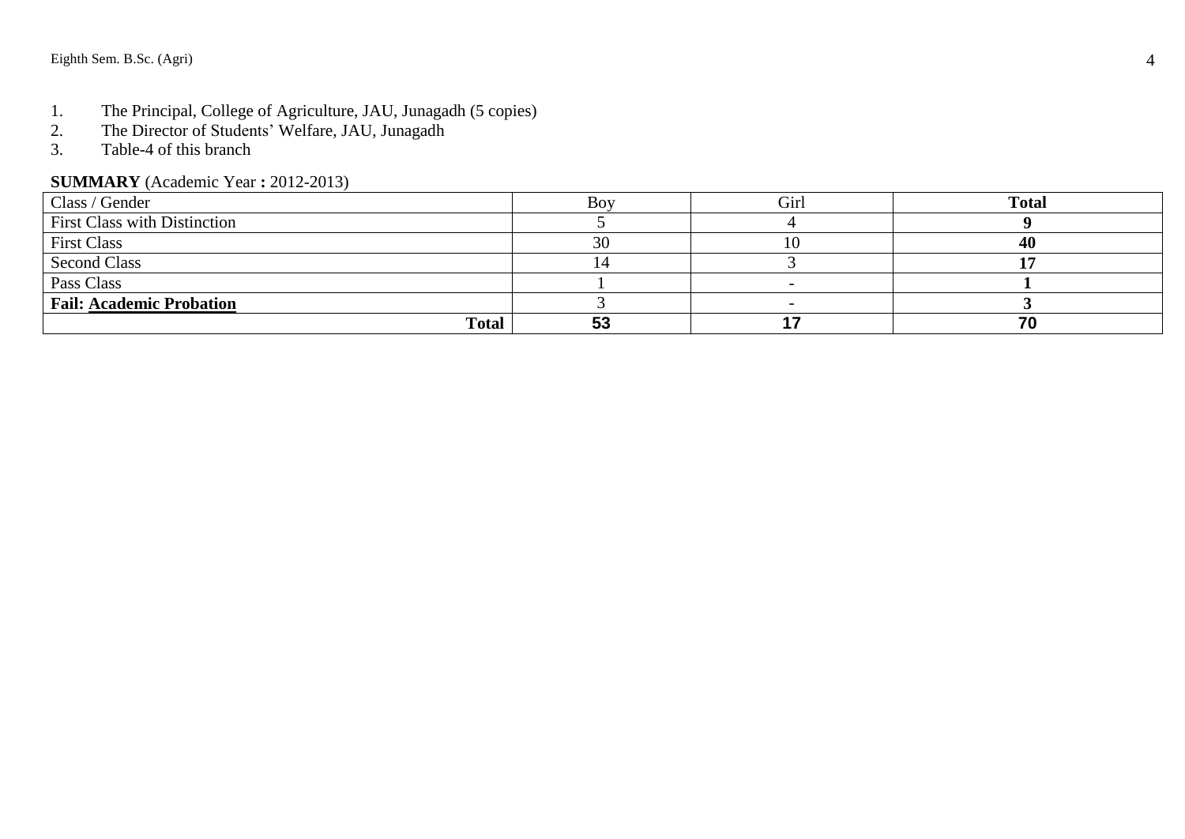1. The Principal, College of Agriculture, JAU, Junagadh (5 copies)
2. The Director of Students' Welfare, JAU, Junagadh
3. Table-4 of this branch

**SUMMARY** (Academic Year **:** 2012-2013)

| Class / Gender | Boy | Girl | **Total** |
|---|---|---|---|
| First Class with Distinction | 5 | 4 | **9** |
| First Class | 30 | 10 | **40** |
| Second Class | 14 | 3 | **17** |
| Pass Class | 1 | - | **1** |
| **Fail: Academic Probation** | 3 | - | **3** |
| **Total** | **53** | **17** | **70** |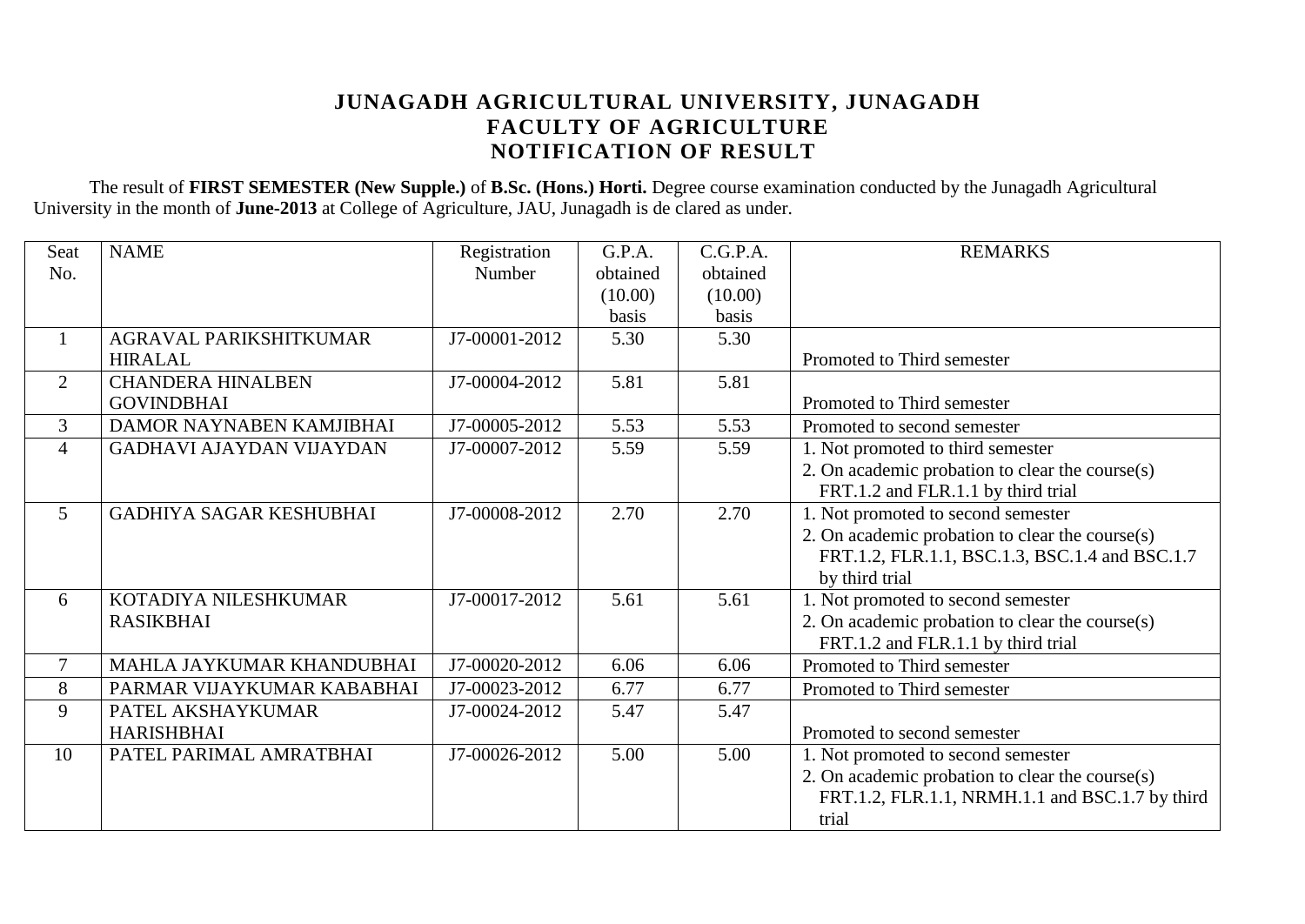# JUNAGADH AGRICULTURAL UNIVERSITY, JUNAGADH
## FACULTY OF AGRICULTURE
## NOTIFICATION OF RESULT

The result of **FIRST SEMESTER (New Supple.)** of **B.Sc. (Hons.) Horti.** Degree course examination conducted by the Junagadh Agricultural University in the month of **June-2013** at College of Agriculture, JAU, Junagadh is de clared as under.

| Seat No. | NAME | Registration Number | G.P.A. obtained (10.00) basis | C.G.P.A. obtained (10.00) basis | REMARKS |
|---|---|---|---|---|---|
| 1 | AGRAVAL PARIKSHITKUMAR HIRALAL | J7-00001-2012 | 5.30 | 5.30 | Promoted to Third semester |
| 2 | CHANDERA HINALBEN GOVINDBHAI | J7-00004-2012 | 5.81 | 5.81 | Promoted to Third semester |
| 3 | DAMOR NAYNABEN KAMJIBHAI | J7-00005-2012 | 5.53 | 5.53 | Promoted to second semester |
| 4 | GADHAVI AJAYDAN VIJAYDAN | J7-00007-2012 | 5.59 | 5.59 | 1. Not promoted to third semester 2. On academic probation to clear the course(s) FRT.1.2 and FLR.1.1 by third trial |
| 5 | GADHIYA SAGAR KESHUBHAI | J7-00008-2012 | 2.70 | 2.70 | 1. Not promoted to second semester 2. On academic probation to clear the course(s) FRT.1.2, FLR.1.1, BSC.1.3, BSC.1.4 and BSC.1.7 by third trial |
| 6 | KOTADIYA NILESHKUMAR RASIKBHAI | J7-00017-2012 | 5.61 | 5.61 | 1. Not promoted to second semester 2. On academic probation to clear the course(s) FRT.1.2 and FLR.1.1 by third trial |
| 7 | MAHLA JAYKUMAR KHANDUBHAI | J7-00020-2012 | 6.06 | 6.06 | Promoted to Third semester |
| 8 | PARMAR VIJAYKUMAR KABABHAI | J7-00023-2012 | 6.77 | 6.77 | Promoted to Third semester |
| 9 | PATEL AKSHAYKUMAR HARISHBHAI | J7-00024-2012 | 5.47 | 5.47 | Promoted to second semester |
| 10 | PATEL PARIMAL AMRATBHAI | J7-00026-2012 | 5.00 | 5.00 | 1. Not promoted to second semester 2. On academic probation to clear the course(s) FRT.1.2, FLR.1.1, NRMH.1.1 and BSC.1.7 by third trial |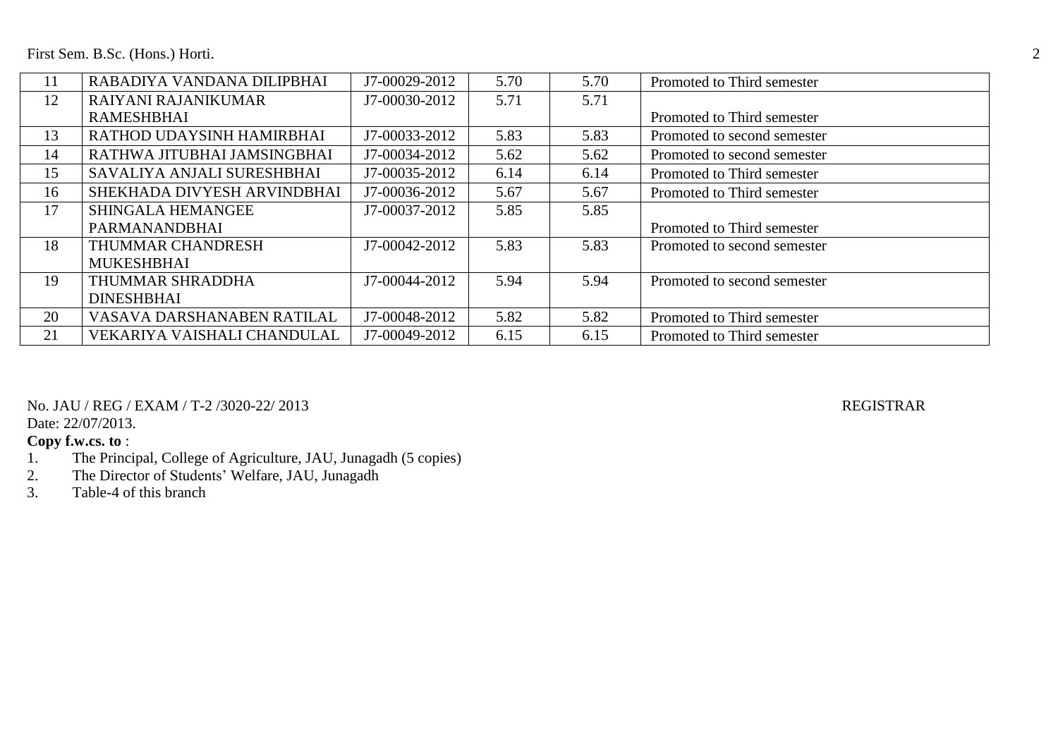| 11 | RABADIYA VANDANA DILIPBHAI | J7-00029-2012 | 5.70 | 5.70 | Promoted to Third semester |
|---|---|---|---|---|---|
| 12 | RAIYANI RAJANIKUMAR RAMESHBHAI | J7-00030-2012 | 5.71 | 5.71 | Promoted to Third semester |
| 13 | RATHOD UDAYSINH HAMIRBHAI | J7-00033-2012 | 5.83 | 5.83 | Promoted to second semester |
| 14 | RATHWA JITUBHAI JAMSINGBHAI | J7-00034-2012 | 5.62 | 5.62 | Promoted to second semester |
| 15 | SAVALIYA ANJALI SURESHBHAI | J7-00035-2012 | 6.14 | 6.14 | Promoted to Third semester |
| 16 | SHEKHADA DIVYESH ARVINDBHAI | J7-00036-2012 | 5.67 | 5.67 | Promoted to Third semester |
| 17 | SHINGALA HEMANGEE PARMANANDBHAI | J7-00037-2012 | 5.85 | 5.85 | Promoted to Third semester |
| 18 | THUMMAR CHANDRESH MUKESHBHAI | J7-00042-2012 | 5.83 | 5.83 | Promoted to second semester |
| 19 | THUMMAR SHRADDHA DINESHBHAI | J7-00044-2012 | 5.94 | 5.94 | Promoted to second semester |
| 20 | VASAVA DARSHANABEN RATILAL | J7-00048-2012 | 5.82 | 5.82 | Promoted to Third semester |
| 21 | VEKARIYA VAISHALI CHANDULAL | J7-00049-2012 | 6.15 | 6.15 | Promoted to Third semester |

No. JAU / REG / EXAM / T-2 /3020-22/ 2013

REGISTRAR

Date: 22/07/2013.

**Copy f.w.cs. to** :

1. The Principal, College of Agriculture, JAU, Junagadh (5 copies)
2. The Director of Students' Welfare, JAU, Junagadh
3. Table-4 of this branch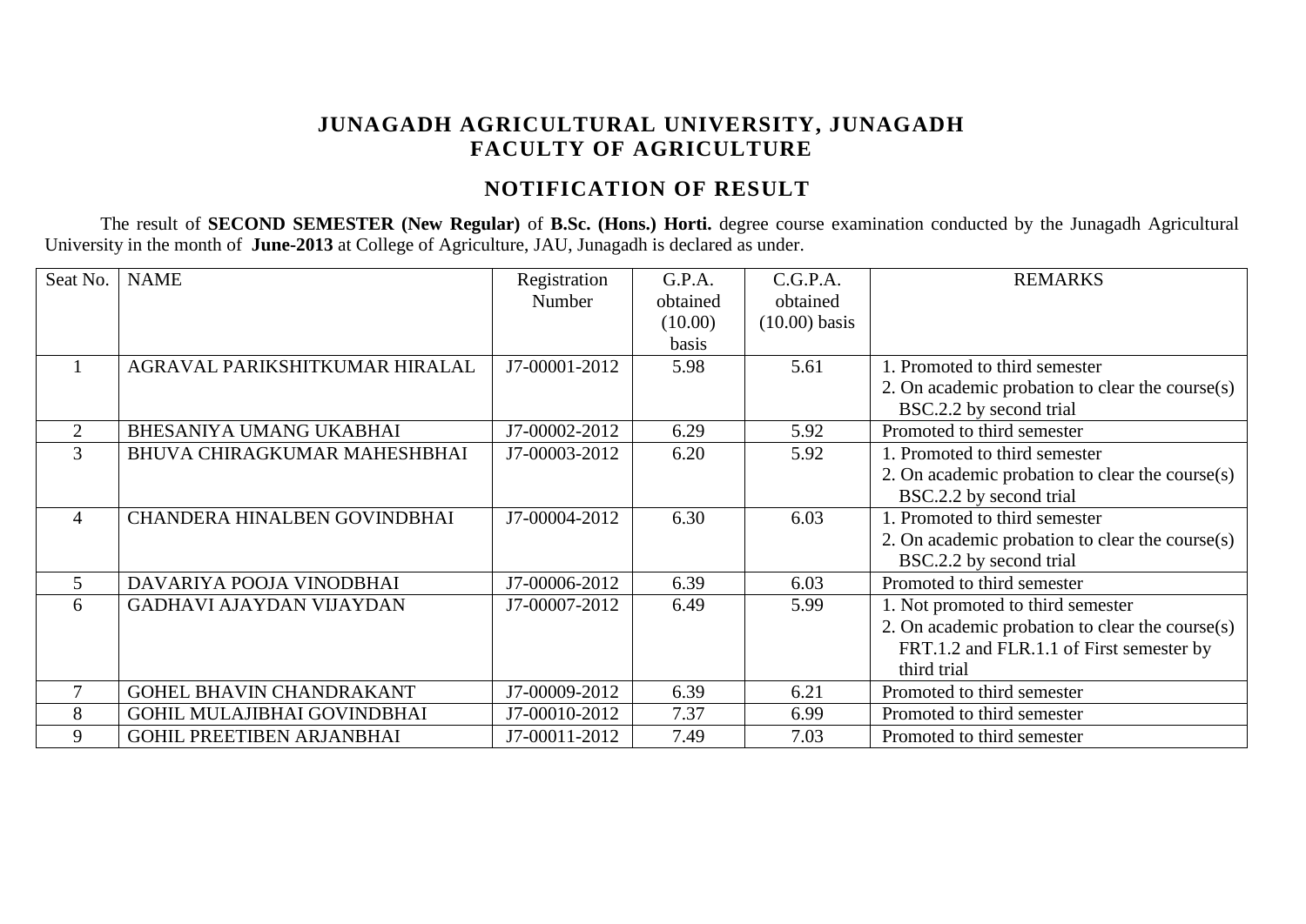# JUNAGADH AGRICULTURAL UNIVERSITY, JUNAGADH
# FACULTY OF AGRICULTURE

## NOTIFICATION OF RESULT

The result of **SECOND SEMESTER (New Regular)** of **B.Sc. (Hons.) Horti.** degree course examination conducted by the Junagadh Agricultural University in the month of **June-2013** at College of Agriculture, JAU, Junagadh is declared as under.

| Seat No. | NAME | Registration Number | G.P.A. obtained (10.00) basis | C.G.P.A. obtained (10.00) basis | REMARKS |
|---|---|---|---|---|---|
| 1 | AGRAVAL PARIKSHITKUMAR HIRALAL | J7-00001-2012 | 5.98 | 5.61 | 1. Promoted to third semester 2. On academic probation to clear the course(s) BSC.2.2 by second trial |
| 2 | BHESANIYA UMANG UKABHAI | J7-00002-2012 | 6.29 | 5.92 | Promoted to third semester |
| 3 | BHUVA CHIRAGKUMAR MAHESHBHAI | J7-00003-2012 | 6.20 | 5.92 | 1. Promoted to third semester 2. On academic probation to clear the course(s) BSC.2.2 by second trial |
| 4 | CHANDERA HINALBEN GOVINDBHAI | J7-00004-2012 | 6.30 | 6.03 | 1. Promoted to third semester 2. On academic probation to clear the course(s) BSC.2.2 by second trial |
| 5 | DAVARIYA POOJA VINODBHAI | J7-00006-2012 | 6.39 | 6.03 | Promoted to third semester |
| 6 | GADHAVI AJAYDAN VIJAYDAN | J7-00007-2012 | 6.49 | 5.99 | 1. Not promoted to third semester 2. On academic probation to clear the course(s) FRT.1.2 and FLR.1.1 of First semester by third trial |
| 7 | GOHEL BHAVIN CHANDRAKANT | J7-00009-2012 | 6.39 | 6.21 | Promoted to third semester |
| 8 | GOHIL MULAJIBHAI GOVINDBHAI | J7-00010-2012 | 7.37 | 6.99 | Promoted to third semester |
| 9 | GOHIL PREETIBEN ARJANBHAI | J7-00011-2012 | 7.49 | 7.03 | Promoted to third semester |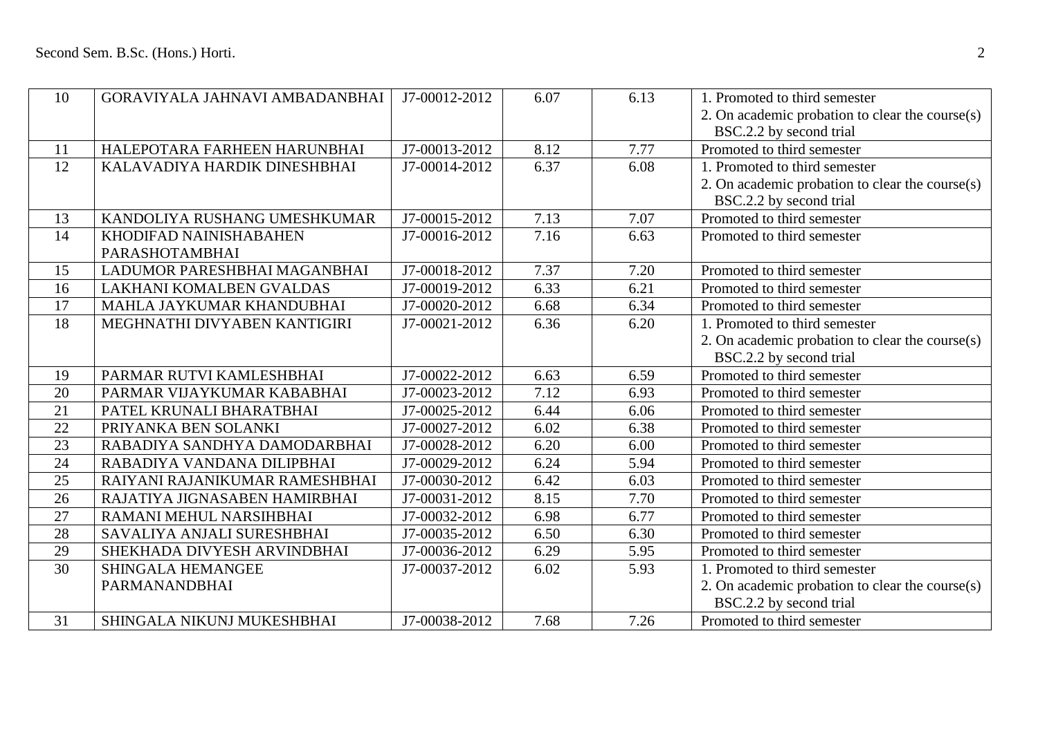| 10 | GORAVIYALA JAHNAVI AMBADANBHAI | J7-00012-2012 | 6.07 | 6.13 | 1. Promoted to third semester<br>2. On academic probation to clear the course(s) BSC.2.2 by second trial |
|---|---|---|---|---|---|
| 11 | HALEPOTARA FARHEEN HARUNBHAI | J7-00013-2012 | 8.12 | 7.77 | Promoted to third semester |
| 12 | KALAVADIYA HARDIK DINESHBHAI | J7-00014-2012 | 6.37 | 6.08 | 1. Promoted to third semester<br>2. On academic probation to clear the course(s) BSC.2.2 by second trial |
| 13 | KANDOLIYA RUSHANG UMESHKUMAR | J7-00015-2012 | 7.13 | 7.07 | Promoted to third semester |
| 14 | KHODIFAD NAINISHABAHEN PARASHOTAMBHAI | J7-00016-2012 | 7.16 | 6.63 | Promoted to third semester |
| 15 | LADUMOR PARESHBHAI MAGANBHAI | J7-00018-2012 | 7.37 | 7.20 | Promoted to third semester |
| 16 | LAKHANI KOMALBEN GVALDAS | J7-00019-2012 | 6.33 | 6.21 | Promoted to third semester |
| 17 | MAHLA JAYKUMAR KHANDUBHAI | J7-00020-2012 | 6.68 | 6.34 | Promoted to third semester |
| 18 | MEGHNATHI DIVYABEN KANTIGIRI | J7-00021-2012 | 6.36 | 6.20 | 1. Promoted to third semester<br>2. On academic probation to clear the course(s) BSC.2.2 by second trial |
| 19 | PARMAR RUTVI KAMLESHBHAI | J7-00022-2012 | 6.63 | 6.59 | Promoted to third semester |
| 20 | PARMAR VIJAYKUMAR KABABHAI | J7-00023-2012 | 7.12 | 6.93 | Promoted to third semester |
| 21 | PATEL KRUNALI BHARATBHAI | J7-00025-2012 | 6.44 | 6.06 | Promoted to third semester |
| 22 | PRIYANKA BEN SOLANKI | J7-00027-2012 | 6.02 | 6.38 | Promoted to third semester |
| 23 | RABADIYA SANDHYA DAMODARBHAI | J7-00028-2012 | 6.20 | 6.00 | Promoted to third semester |
| 24 | RABADIYA VANDANA DILIPBHAI | J7-00029-2012 | 6.24 | 5.94 | Promoted to third semester |
| 25 | RAIYANI RAJANIKUMAR RAMESHBHAI | J7-00030-2012 | 6.42 | 6.03 | Promoted to third semester |
| 26 | RAJATIYA JIGNASABEN HAMIRBHAI | J7-00031-2012 | 8.15 | 7.70 | Promoted to third semester |
| 27 | RAMANI MEHUL NARSIHBHAI | J7-00032-2012 | 6.98 | 6.77 | Promoted to third semester |
| 28 | SAVALIYA ANJALI SURESHBHAI | J7-00035-2012 | 6.50 | 6.30 | Promoted to third semester |
| 29 | SHEKHADA DIVYESH ARVINDBHAI | J7-00036-2012 | 6.29 | 5.95 | Promoted to third semester |
| 30 | SHINGALA HEMANGEE PARMANANDBHAI | J7-00037-2012 | 6.02 | 5.93 | 1. Promoted to third semester<br>2. On academic probation to clear the course(s) BSC.2.2 by second trial |
| 31 | SHINGALA NIKUNJ MUKESHBHAI | J7-00038-2012 | 7.68 | 7.26 | Promoted to third semester |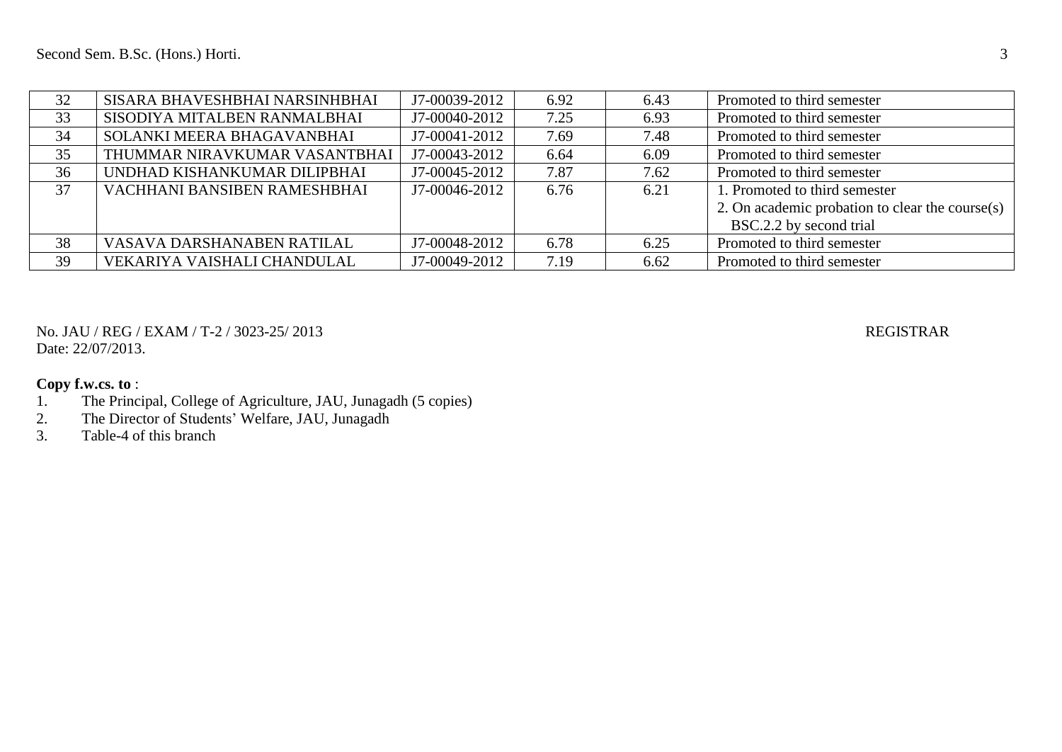| | | | | | |
|---|---|---|---|---|---|
| 32 | SISARA BHAVESHBHAI NARSINHBHAI | J7-00039-2012 | 6.92 | 6.43 | Promoted to third semester |
| 33 | SISODIYA MITALBEN RANMALBHAI | J7-00040-2012 | 7.25 | 6.93 | Promoted to third semester |
| 34 | SOLANKI MEERA BHAGAVANBHAI | J7-00041-2012 | 7.69 | 7.48 | Promoted to third semester |
| 35 | THUMMAR NIRAVKUMAR VASANTBHAI | J7-00043-2012 | 6.64 | 6.09 | Promoted to third semester |
| 36 | UNDHAD KISHANKUMAR DILIPBHAI | J7-00045-2012 | 7.87 | 7.62 | Promoted to third semester |
| 37 | VACHHANI BANSIBEN RAMESHBHAI | J7-00046-2012 | 6.76 | 6.21 | 1. Promoted to third semester<br>2. On academic probation to clear the course(s) BSC.2.2 by second trial |
| 38 | VASAVA DARSHANABEN RATILAL | J7-00048-2012 | 6.78 | 6.25 | Promoted to third semester |
| 39 | VEKARIYA VAISHALI CHANDULAL | J7-00049-2012 | 7.19 | 6.62 | Promoted to third semester |

No. JAU / REG / EXAM / T-2 / 3023-25/ 2013

Date: 22/07/2013.

REGISTRAR

**Copy f.w.cs. to** :

1. The Principal, College of Agriculture, JAU, Junagadh (5 copies)
2. The Director of Students' Welfare, JAU, Junagadh
3. Table-4 of this branch